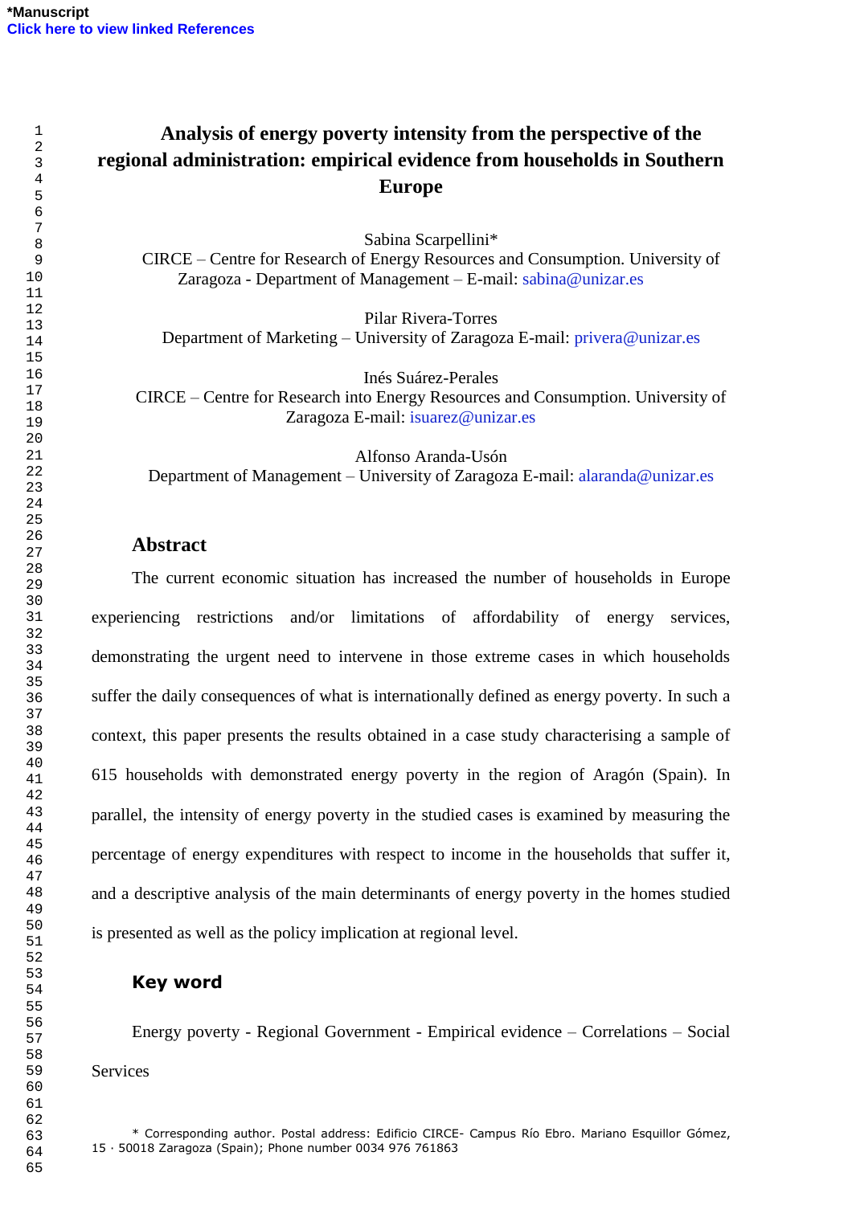*Manuscript

# Analysis of energy poverty intensity from the perspective of the regional administration: empirical evidence from households in Southern Europe

Sabina Scarpellini*
CIRCE – Centre for Research of Energy Resources and Consumption. University of Zaragoza - Department of Management – E-mail: sabina@unizar.es

Pilar Rivera-Torres
Department of Marketing – University of Zaragoza E-mail: privera@unizar.es

Inés Suárez-Perales
CIRCE – Centre for Research into Energy Resources and Consumption. University of Zaragoza E-mail: isuarez@unizar.es

Alfonso Aranda-Usón
Department of Management – University of Zaragoza E-mail: alaranda@unizar.es

## Abstract

The current economic situation has increased the number of households in Europe experiencing restrictions and/or limitations of affordability of energy services, demonstrating the urgent need to intervene in those extreme cases in which households suffer the daily consequences of what is internationally defined as energy poverty. In such a context, this paper presents the results obtained in a case study characterising a sample of 615 households with demonstrated energy poverty in the region of Aragón (Spain). In parallel, the intensity of energy poverty in the studied cases is examined by measuring the percentage of energy expenditures with respect to income in the households that suffer it, and a descriptive analysis of the main determinants of energy poverty in the homes studied is presented as well as the policy implication at regional level.

## Key word

Energy poverty - Regional Government - Empirical evidence – Correlations – Social Services

* Corresponding author. Postal address: Edificio CIRCE- Campus Río Ebro. Mariano Esquillor Gómez, 15 · 50018 Zaragoza (Spain); Phone number 0034 976 761863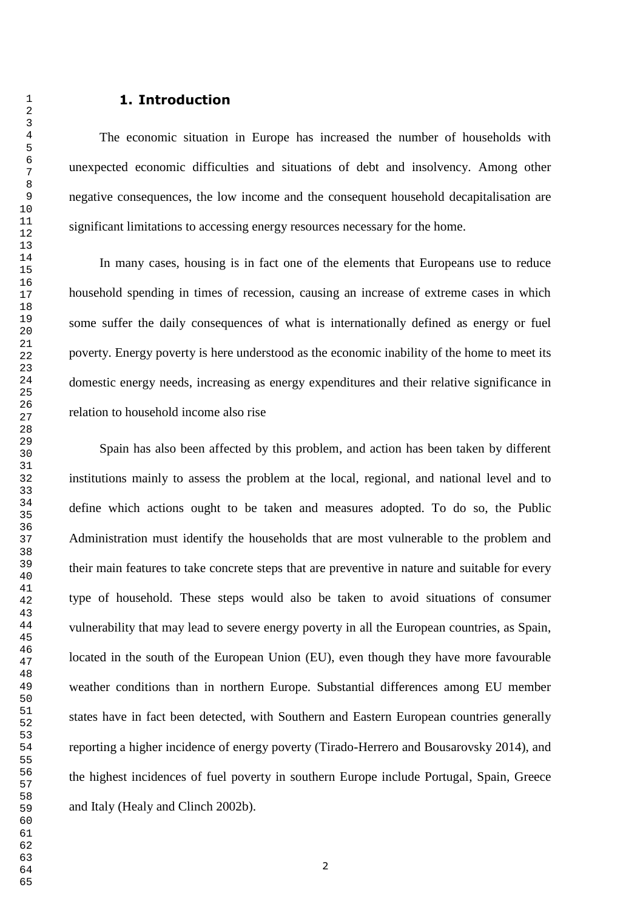# 1. Introduction

The economic situation in Europe has increased the number of households with unexpected economic difficulties and situations of debt and insolvency. Among other negative consequences, the low income and the consequent household decapitalisation are significant limitations to accessing energy resources necessary for the home.

In many cases, housing is in fact one of the elements that Europeans use to reduce household spending in times of recession, causing an increase of extreme cases in which some suffer the daily consequences of what is internationally defined as energy or fuel poverty. Energy poverty is here understood as the economic inability of the home to meet its domestic energy needs, increasing as energy expenditures and their relative significance in relation to household income also rise

Spain has also been affected by this problem, and action has been taken by different institutions mainly to assess the problem at the local, regional, and national level and to define which actions ought to be taken and measures adopted. To do so, the Public Administration must identify the households that are most vulnerable to the problem and their main features to take concrete steps that are preventive in nature and suitable for every type of household. These steps would also be taken to avoid situations of consumer vulnerability that may lead to severe energy poverty in all the European countries, as Spain, located in the south of the European Union (EU), even though they have more favourable weather conditions than in northern Europe. Substantial differences among EU member states have in fact been detected, with Southern and Eastern European countries generally reporting a higher incidence of energy poverty (Tirado-Herrero and Bousarovsky 2014), and the highest incidences of fuel poverty in southern Europe include Portugal, Spain, Greece and Italy (Healy and Clinch 2002b).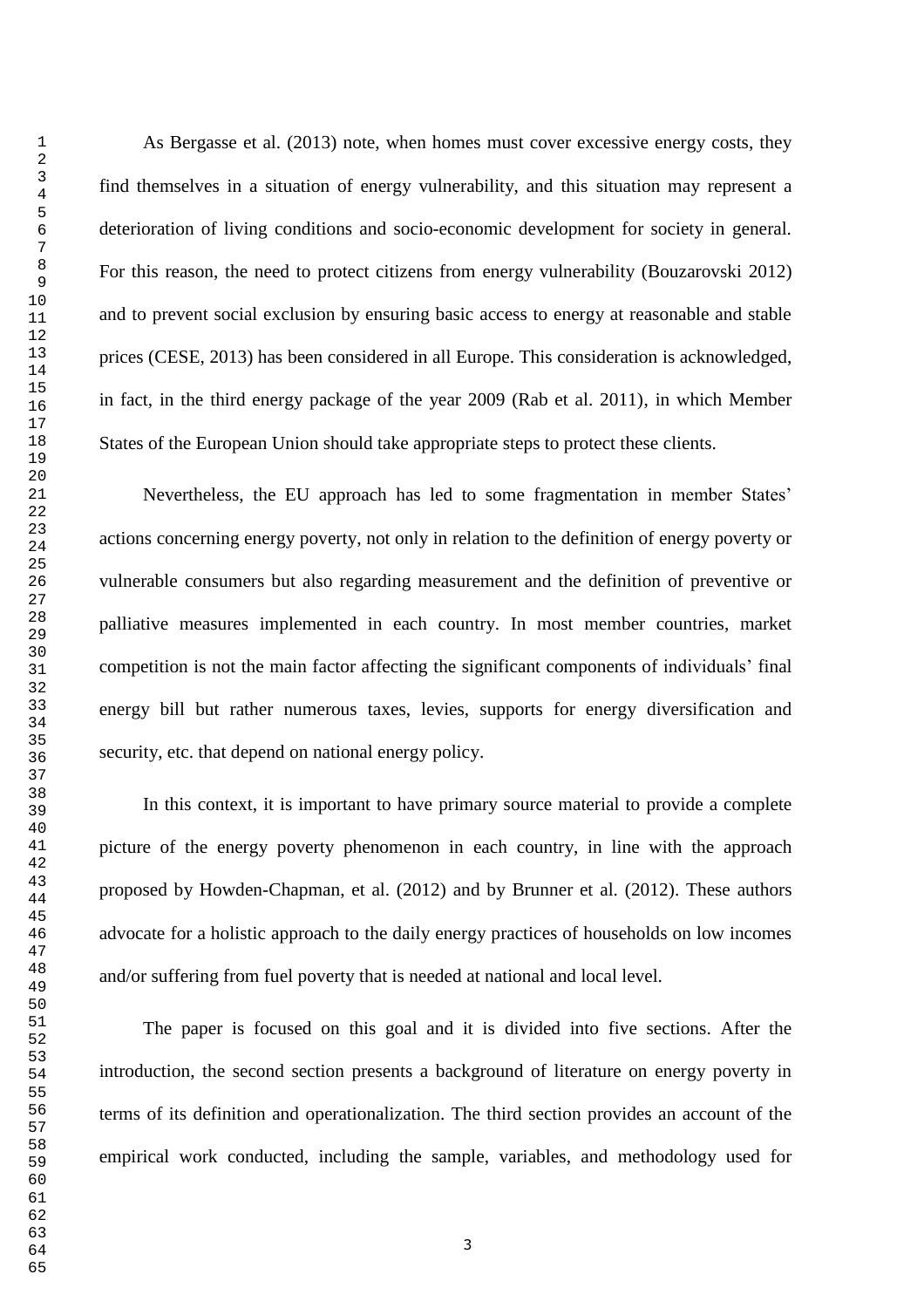As Bergasse et al. (2013) note, when homes must cover excessive energy costs, they find themselves in a situation of energy vulnerability, and this situation may represent a deterioration of living conditions and socio-economic development for society in general. For this reason, the need to protect citizens from energy vulnerability (Bouzarovski 2012) and to prevent social exclusion by ensuring basic access to energy at reasonable and stable prices (CESE, 2013) has been considered in all Europe. This consideration is acknowledged, in fact, in the third energy package of the year 2009 (Rab et al. 2011), in which Member States of the European Union should take appropriate steps to protect these clients.

Nevertheless, the EU approach has led to some fragmentation in member States' actions concerning energy poverty, not only in relation to the definition of energy poverty or vulnerable consumers but also regarding measurement and the definition of preventive or palliative measures implemented in each country. In most member countries, market competition is not the main factor affecting the significant components of individuals' final energy bill but rather numerous taxes, levies, supports for energy diversification and security, etc. that depend on national energy policy.

In this context, it is important to have primary source material to provide a complete picture of the energy poverty phenomenon in each country, in line with the approach proposed by Howden-Chapman, et al. (2012) and by Brunner et al. (2012). These authors advocate for a holistic approach to the daily energy practices of households on low incomes and/or suffering from fuel poverty that is needed at national and local level.

The paper is focused on this goal and it is divided into five sections. After the introduction, the second section presents a background of literature on energy poverty in terms of its definition and operationalization. The third section provides an account of the empirical work conducted, including the sample, variables, and methodology used for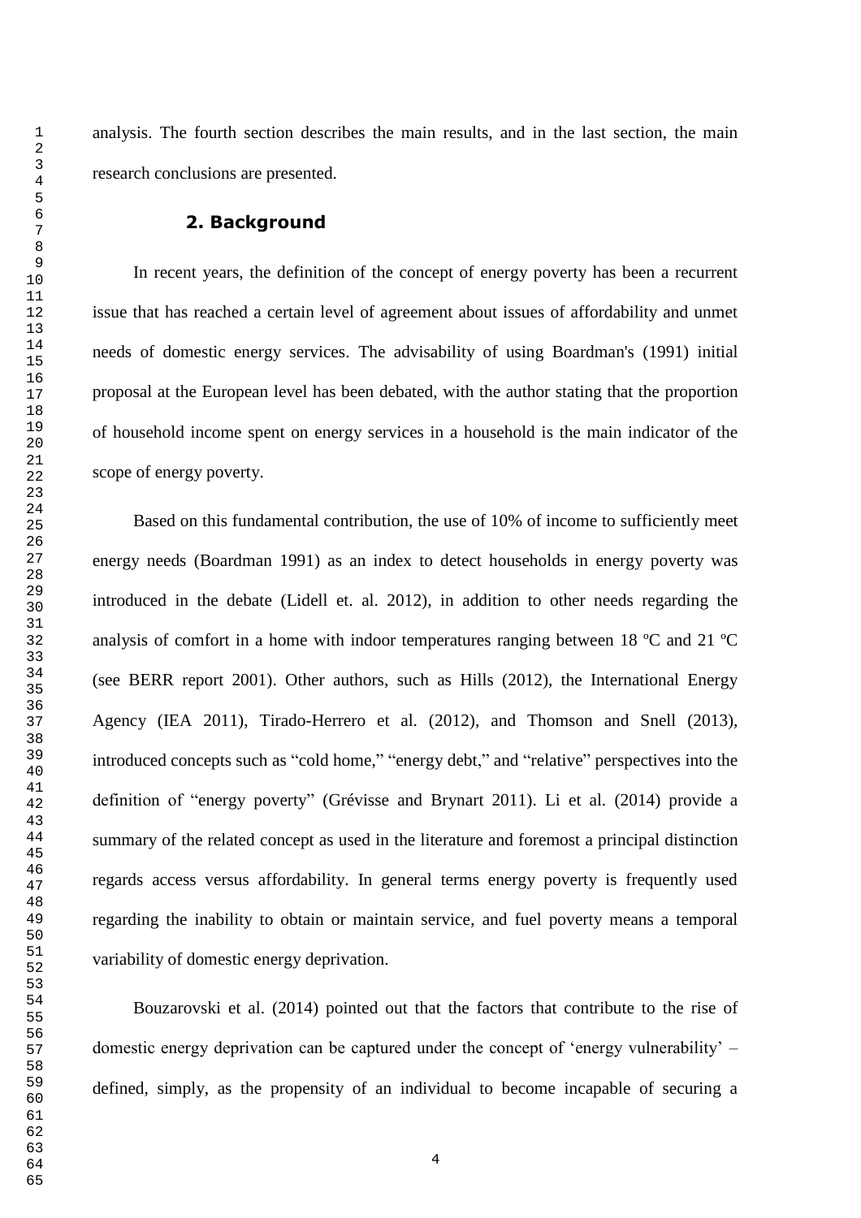analysis. The fourth section describes the main results, and in the last section, the main research conclusions are presented.

## 2. Background

In recent years, the definition of the concept of energy poverty has been a recurrent issue that has reached a certain level of agreement about issues of affordability and unmet needs of domestic energy services. The advisability of using Boardman's (1991) initial proposal at the European level has been debated, with the author stating that the proportion of household income spent on energy services in a household is the main indicator of the scope of energy poverty.

Based on this fundamental contribution, the use of 10% of income to sufficiently meet energy needs (Boardman 1991) as an index to detect households in energy poverty was introduced in the debate (Lidell et. al. 2012), in addition to other needs regarding the analysis of comfort in a home with indoor temperatures ranging between 18 ºC and 21 ºC (see BERR report 2001). Other authors, such as Hills (2012), the International Energy Agency (IEA 2011), Tirado-Herrero et al. (2012), and Thomson and Snell (2013), introduced concepts such as "cold home," "energy debt," and "relative" perspectives into the definition of "energy poverty" (Grévisse and Brynart 2011). Li et al. (2014) provide a summary of the related concept as used in the literature and foremost a principal distinction regards access versus affordability. In general terms energy poverty is frequently used regarding the inability to obtain or maintain service, and fuel poverty means a temporal variability of domestic energy deprivation.

Bouzarovski et al. (2014) pointed out that the factors that contribute to the rise of domestic energy deprivation can be captured under the concept of 'energy vulnerability' – defined, simply, as the propensity of an individual to become incapable of securing a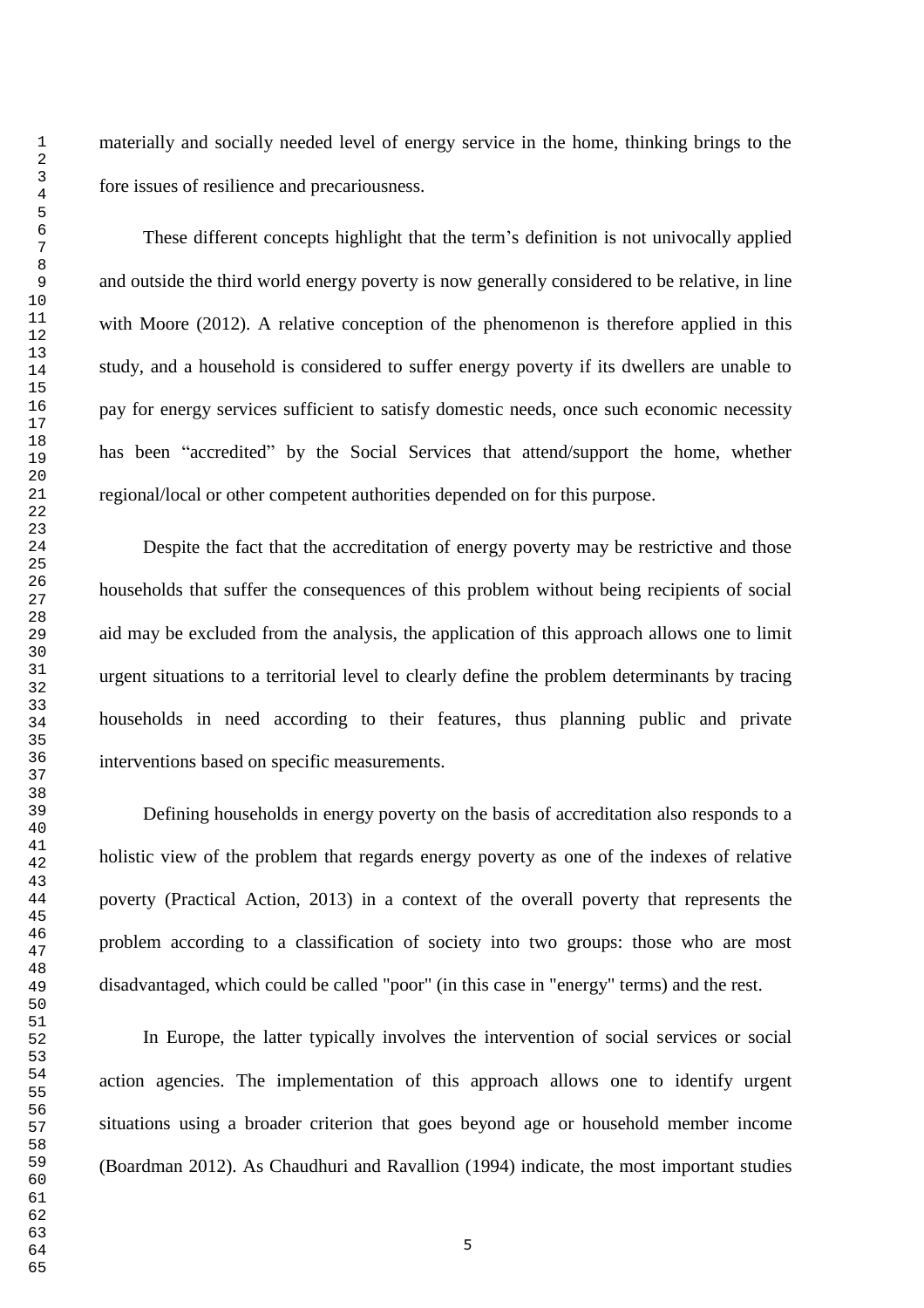materially and socially needed level of energy service in the home, thinking brings to the fore issues of resilience and precariousness.

These different concepts highlight that the term's definition is not univocally applied and outside the third world energy poverty is now generally considered to be relative, in line with Moore (2012). A relative conception of the phenomenon is therefore applied in this study, and a household is considered to suffer energy poverty if its dwellers are unable to pay for energy services sufficient to satisfy domestic needs, once such economic necessity has been "accredited" by the Social Services that attend/support the home, whether regional/local or other competent authorities depended on for this purpose.

Despite the fact that the accreditation of energy poverty may be restrictive and those households that suffer the consequences of this problem without being recipients of social aid may be excluded from the analysis, the application of this approach allows one to limit urgent situations to a territorial level to clearly define the problem determinants by tracing households in need according to their features, thus planning public and private interventions based on specific measurements.

Defining households in energy poverty on the basis of accreditation also responds to a holistic view of the problem that regards energy poverty as one of the indexes of relative poverty (Practical Action, 2013) in a context of the overall poverty that represents the problem according to a classification of society into two groups: those who are most disadvantaged, which could be called "poor" (in this case in "energy" terms) and the rest.

In Europe, the latter typically involves the intervention of social services or social action agencies. The implementation of this approach allows one to identify urgent situations using a broader criterion that goes beyond age or household member income (Boardman 2012). As Chaudhuri and Ravallion (1994) indicate, the most important studies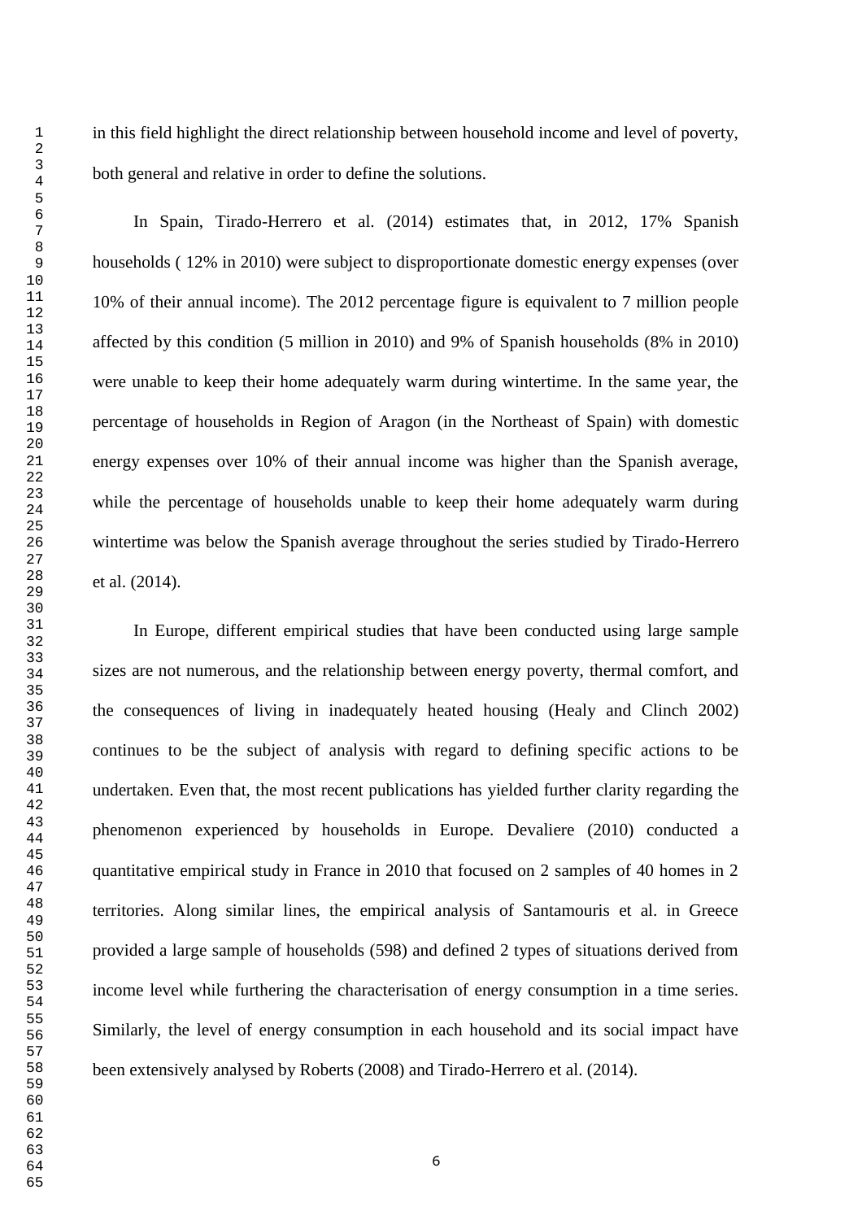in this field highlight the direct relationship between household income and level of poverty, both general and relative in order to define the solutions.

In Spain, Tirado-Herrero et al. (2014) estimates that, in 2012, 17% Spanish households ( 12% in 2010) were subject to disproportionate domestic energy expenses (over 10% of their annual income). The 2012 percentage figure is equivalent to 7 million people affected by this condition (5 million in 2010) and 9% of Spanish households (8% in 2010) were unable to keep their home adequately warm during wintertime. In the same year, the percentage of households in Region of Aragon (in the Northeast of Spain) with domestic energy expenses over 10% of their annual income was higher than the Spanish average, while the percentage of households unable to keep their home adequately warm during wintertime was below the Spanish average throughout the series studied by Tirado-Herrero et al. (2014).

In Europe, different empirical studies that have been conducted using large sample sizes are not numerous, and the relationship between energy poverty, thermal comfort, and the consequences of living in inadequately heated housing (Healy and Clinch 2002) continues to be the subject of analysis with regard to defining specific actions to be undertaken. Even that, the most recent publications has yielded further clarity regarding the phenomenon experienced by households in Europe. Devaliere (2010) conducted a quantitative empirical study in France in 2010 that focused on 2 samples of 40 homes in 2 territories. Along similar lines, the empirical analysis of Santamouris et al. in Greece provided a large sample of households (598) and defined 2 types of situations derived from income level while furthering the characterisation of energy consumption in a time series. Similarly, the level of energy consumption in each household and its social impact have been extensively analysed by Roberts (2008) and Tirado-Herrero et al. (2014).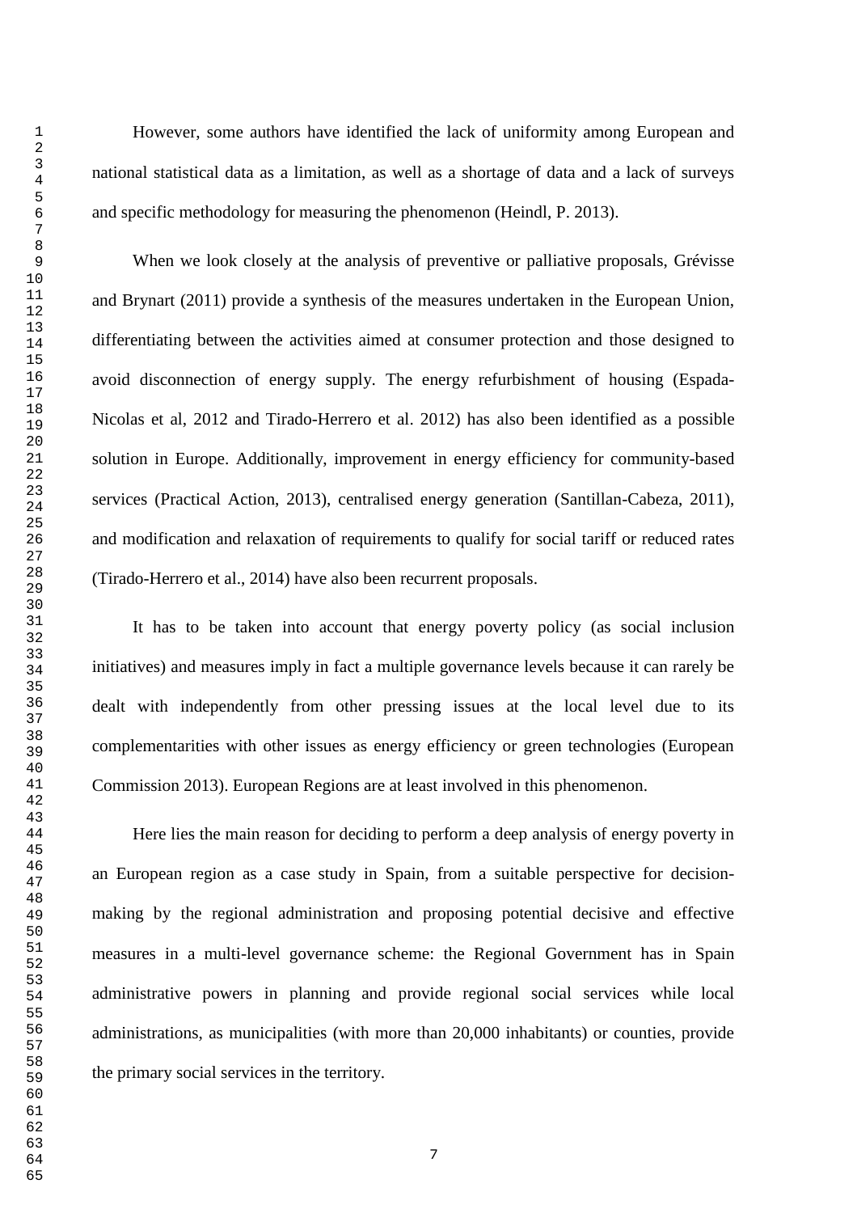However, some authors have identified the lack of uniformity among European and national statistical data as a limitation, as well as a shortage of data and a lack of surveys and specific methodology for measuring the phenomenon (Heindl, P. 2013).

When we look closely at the analysis of preventive or palliative proposals, Grévisse and Brynart (2011) provide a synthesis of the measures undertaken in the European Union, differentiating between the activities aimed at consumer protection and those designed to avoid disconnection of energy supply. The energy refurbishment of housing (Espada-Nicolas et al, 2012 and Tirado-Herrero et al. 2012) has also been identified as a possible solution in Europe. Additionally, improvement in energy efficiency for community-based services (Practical Action, 2013), centralised energy generation (Santillan-Cabeza, 2011), and modification and relaxation of requirements to qualify for social tariff or reduced rates (Tirado-Herrero et al., 2014) have also been recurrent proposals.

It has to be taken into account that energy poverty policy (as social inclusion initiatives) and measures imply in fact a multiple governance levels because it can rarely be dealt with independently from other pressing issues at the local level due to its complementarities with other issues as energy efficiency or green technologies (European Commission 2013). European Regions are at least involved in this phenomenon.

Here lies the main reason for deciding to perform a deep analysis of energy poverty in an European region as a case study in Spain, from a suitable perspective for decision-making by the regional administration and proposing potential decisive and effective measures in a multi-level governance scheme: the Regional Government has in Spain administrative powers in planning and provide regional social services while local administrations, as municipalities (with more than 20,000 inhabitants) or counties, provide the primary social services in the territory.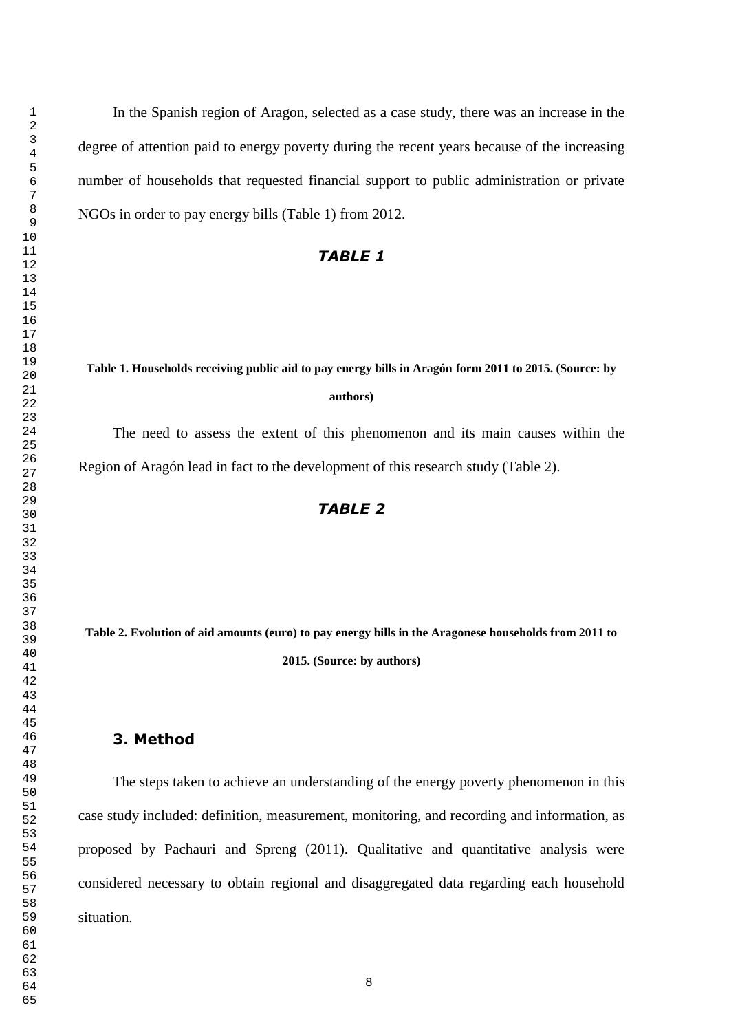In the Spanish region of Aragon, selected as a case study, there was an increase in the degree of attention paid to energy poverty during the recent years because of the increasing number of households that requested financial support to public administration or private NGOs in order to pay energy bills (Table 1) from 2012.

***TABLE 1***

**Table 1. Households receiving public aid to pay energy bills in Aragón form 2011 to 2015. (Source: by authors)**

The need to assess the extent of this phenomenon and its main causes within the Region of Aragón lead in fact to the development of this research study (Table 2).

***TABLE 2***

**Table 2. Evolution of aid amounts (euro) to pay energy bills in the Aragonese households from 2011 to 2015. (Source: by authors)**

## 3. Method

The steps taken to achieve an understanding of the energy poverty phenomenon in this case study included: definition, measurement, monitoring, and recording and information, as proposed by Pachauri and Spreng (2011). Qualitative and quantitative analysis were considered necessary to obtain regional and disaggregated data regarding each household situation.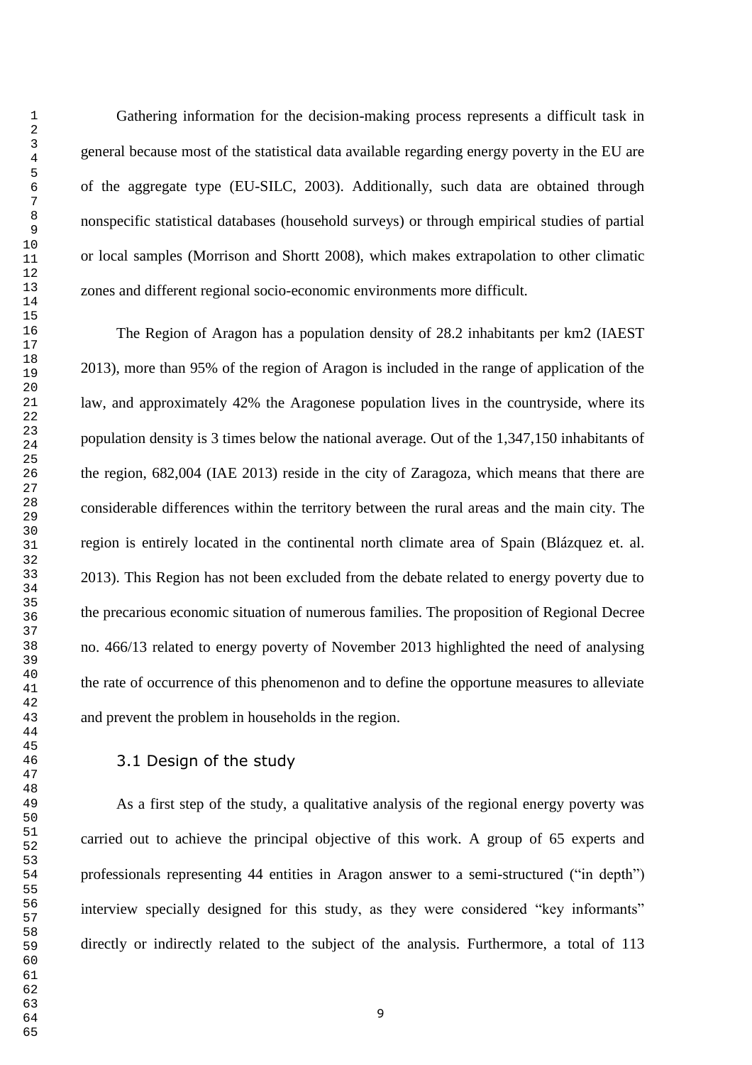Gathering information for the decision-making process represents a difficult task in general because most of the statistical data available regarding energy poverty in the EU are of the aggregate type (EU-SILC, 2003). Additionally, such data are obtained through nonspecific statistical databases (household surveys) or through empirical studies of partial or local samples (Morrison and Shortt 2008), which makes extrapolation to other climatic zones and different regional socio-economic environments more difficult.

The Region of Aragon has a population density of 28.2 inhabitants per km2 (IAEST 2013), more than 95% of the region of Aragon is included in the range of application of the law, and approximately 42% the Aragonese population lives in the countryside, where its population density is 3 times below the national average. Out of the 1,347,150 inhabitants of the region, 682,004 (IAE 2013) reside in the city of Zaragoza, which means that there are considerable differences within the territory between the rural areas and the main city. The region is entirely located in the continental north climate area of Spain (Blázquez et. al. 2013). This Region has not been excluded from the debate related to energy poverty due to the precarious economic situation of numerous families. The proposition of Regional Decree no. 466/13 related to energy poverty of November 2013 highlighted the need of analysing the rate of occurrence of this phenomenon and to define the opportune measures to alleviate and prevent the problem in households in the region.

### 3.1 Design of the study

As a first step of the study, a qualitative analysis of the regional energy poverty was carried out to achieve the principal objective of this work. A group of 65 experts and professionals representing 44 entities in Aragon answer to a semi-structured ("in depth") interview specially designed for this study, as they were considered "key informants" directly or indirectly related to the subject of the analysis. Furthermore, a total of 113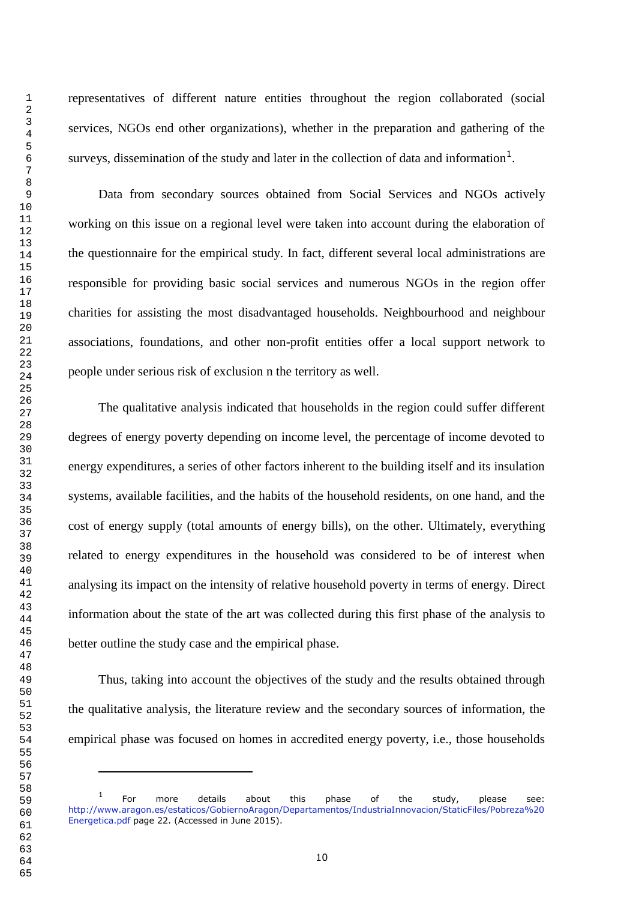representatives of different nature entities throughout the region collaborated (social services, NGOs end other organizations), whether in the preparation and gathering of the surveys, dissemination of the study and later in the collection of data and information[1].

Data from secondary sources obtained from Social Services and NGOs actively working on this issue on a regional level were taken into account during the elaboration of the questionnaire for the empirical study. In fact, different several local administrations are responsible for providing basic social services and numerous NGOs in the region offer charities for assisting the most disadvantaged households. Neighbourhood and neighbour associations, foundations, and other non-profit entities offer a local support network to people under serious risk of exclusion n the territory as well.

The qualitative analysis indicated that households in the region could suffer different degrees of energy poverty depending on income level, the percentage of income devoted to energy expenditures, a series of other factors inherent to the building itself and its insulation systems, available facilities, and the habits of the household residents, on one hand, and the cost of energy supply (total amounts of energy bills), on the other. Ultimately, everything related to energy expenditures in the household was considered to be of interest when analysing its impact on the intensity of relative household poverty in terms of energy. Direct information about the state of the art was collected during this first phase of the analysis to better outline the study case and the empirical phase.

Thus, taking into account the objectives of the study and the results obtained through the qualitative analysis, the literature review and the secondary sources of information, the empirical phase was focused on homes in accredited energy poverty, i.e., those households

---

[1] For more details about this phase of the study, please see: http://www.aragon.es/estaticos/GobiernoAragon/Departamentos/IndustriaInnovacion/StaticFiles/Pobreza%20Energetica.pdf page 22. (Accessed in June 2015).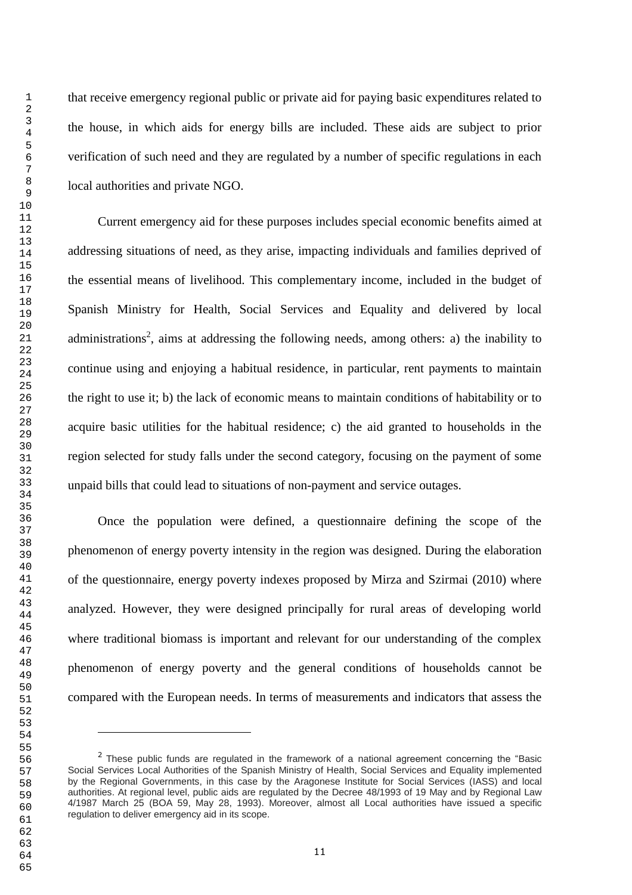that receive emergency regional public or private aid for paying basic expenditures related to the house, in which aids for energy bills are included. These aids are subject to prior verification of such need and they are regulated by a number of specific regulations in each local authorities and private NGO.

Current emergency aid for these purposes includes special economic benefits aimed at addressing situations of need, as they arise, impacting individuals and families deprived of the essential means of livelihood. This complementary income, included in the budget of Spanish Ministry for Health, Social Services and Equality and delivered by local administrations[2], aims at addressing the following needs, among others: a) the inability to continue using and enjoying a habitual residence, in particular, rent payments to maintain the right to use it; b) the lack of economic means to maintain conditions of habitability or to acquire basic utilities for the habitual residence; c) the aid granted to households in the region selected for study falls under the second category, focusing on the payment of some unpaid bills that could lead to situations of non-payment and service outages.

Once the population were defined, a questionnaire defining the scope of the phenomenon of energy poverty intensity in the region was designed. During the elaboration of the questionnaire, energy poverty indexes proposed by Mirza and Szirmai (2010) where analyzed. However, they were designed principally for rural areas of developing world where traditional biomass is important and relevant for our understanding of the complex phenomenon of energy poverty and the general conditions of households cannot be compared with the European needs. In terms of measurements and indicators that assess the

---

[2] These public funds are regulated in the framework of a national agreement concerning the "Basic Social Services Local Authorities of the Spanish Ministry of Health, Social Services and Equality implemented by the Regional Governments, in this case by the Aragonese Institute for Social Services (IASS) and local authorities. At regional level, public aids are regulated by the Decree 48/1993 of 19 May and by Regional Law 4/1987 March 25 (BOA 59, May 28, 1993). Moreover, almost all Local authorities have issued a specific regulation to deliver emergency aid in its scope.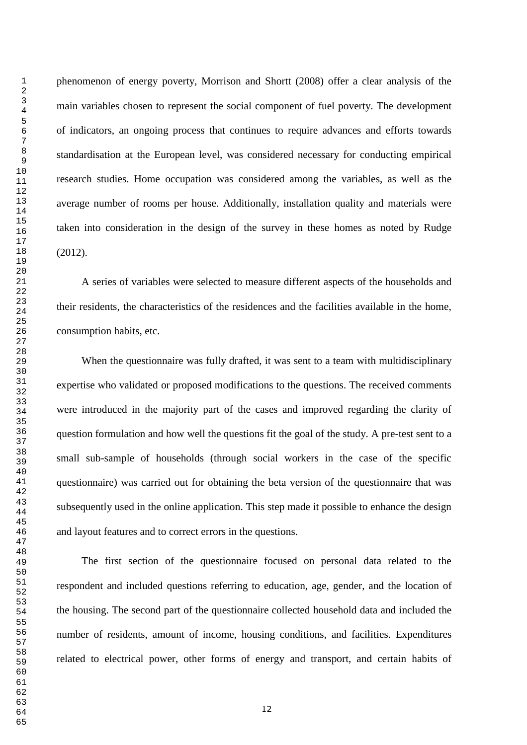phenomenon of energy poverty, Morrison and Shortt (2008) offer a clear analysis of the main variables chosen to represent the social component of fuel poverty. The development of indicators, an ongoing process that continues to require advances and efforts towards standardisation at the European level, was considered necessary for conducting empirical research studies. Home occupation was considered among the variables, as well as the average number of rooms per house. Additionally, installation quality and materials were taken into consideration in the design of the survey in these homes as noted by Rudge (2012).

A series of variables were selected to measure different aspects of the households and their residents, the characteristics of the residences and the facilities available in the home, consumption habits, etc.

When the questionnaire was fully drafted, it was sent to a team with multidisciplinary expertise who validated or proposed modifications to the questions. The received comments were introduced in the majority part of the cases and improved regarding the clarity of question formulation and how well the questions fit the goal of the study. A pre-test sent to a small sub-sample of households (through social workers in the case of the specific questionnaire) was carried out for obtaining the beta version of the questionnaire that was subsequently used in the online application. This step made it possible to enhance the design and layout features and to correct errors in the questions.

The first section of the questionnaire focused on personal data related to the respondent and included questions referring to education, age, gender, and the location of the housing. The second part of the questionnaire collected household data and included the number of residents, amount of income, housing conditions, and facilities. Expenditures related to electrical power, other forms of energy and transport, and certain habits of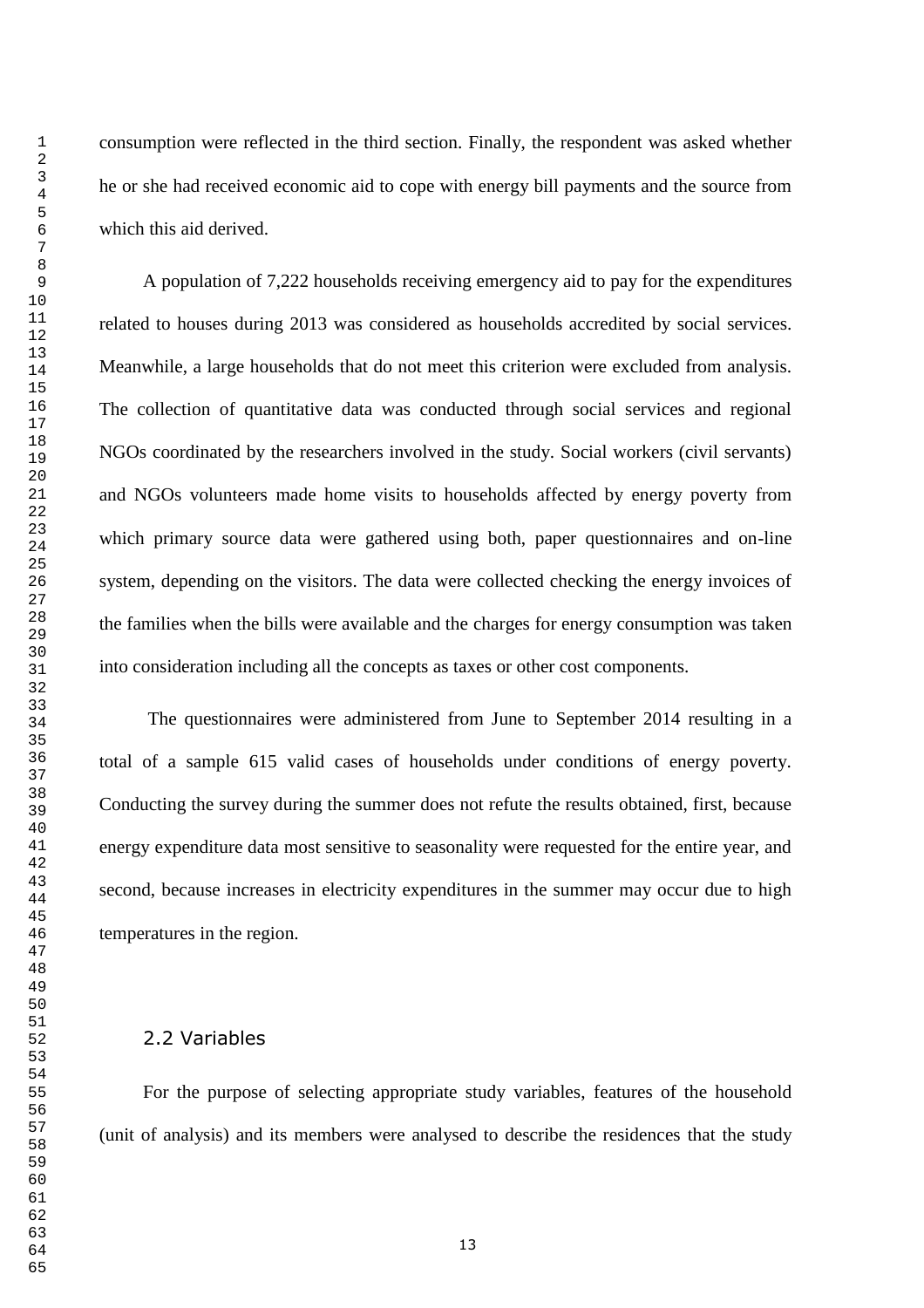consumption were reflected in the third section. Finally, the respondent was asked whether he or she had received economic aid to cope with energy bill payments and the source from which this aid derived.

A population of 7,222 households receiving emergency aid to pay for the expenditures related to houses during 2013 was considered as households accredited by social services. Meanwhile, a large households that do not meet this criterion were excluded from analysis. The collection of quantitative data was conducted through social services and regional NGOs coordinated by the researchers involved in the study. Social workers (civil servants) and NGOs volunteers made home visits to households affected by energy poverty from which primary source data were gathered using both, paper questionnaires and on-line system, depending on the visitors. The data were collected checking the energy invoices of the families when the bills were available and the charges for energy consumption was taken into consideration including all the concepts as taxes or other cost components.

The questionnaires were administered from June to September 2014 resulting in a total of a sample 615 valid cases of households under conditions of energy poverty. Conducting the survey during the summer does not refute the results obtained, first, because energy expenditure data most sensitive to seasonality were requested for the entire year, and second, because increases in electricity expenditures in the summer may occur due to high temperatures in the region.

## 2.2 Variables

For the purpose of selecting appropriate study variables, features of the household (unit of analysis) and its members were analysed to describe the residences that the study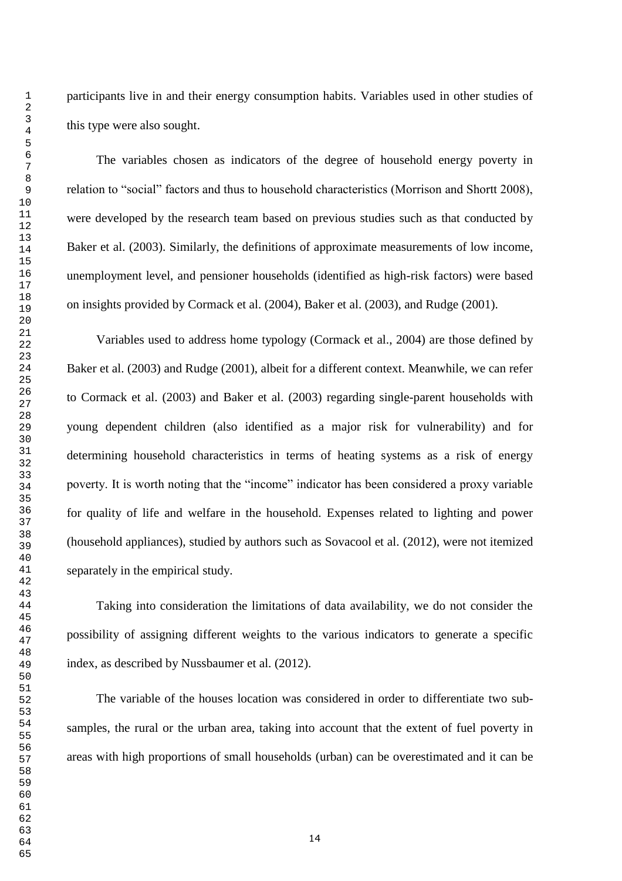participants live in and their energy consumption habits. Variables used in other studies of this type were also sought.

The variables chosen as indicators of the degree of household energy poverty in relation to "social" factors and thus to household characteristics (Morrison and Shortt 2008), were developed by the research team based on previous studies such as that conducted by Baker et al. (2003). Similarly, the definitions of approximate measurements of low income, unemployment level, and pensioner households (identified as high-risk factors) were based on insights provided by Cormack et al. (2004), Baker et al. (2003), and Rudge (2001).

Variables used to address home typology (Cormack et al., 2004) are those defined by Baker et al. (2003) and Rudge (2001), albeit for a different context. Meanwhile, we can refer to Cormack et al. (2003) and Baker et al. (2003) regarding single-parent households with young dependent children (also identified as a major risk for vulnerability) and for determining household characteristics in terms of heating systems as a risk of energy poverty. It is worth noting that the "income" indicator has been considered a proxy variable for quality of life and welfare in the household. Expenses related to lighting and power (household appliances), studied by authors such as Sovacool et al. (2012), were not itemized separately in the empirical study.

Taking into consideration the limitations of data availability, we do not consider the possibility of assigning different weights to the various indicators to generate a specific index, as described by Nussbaumer et al. (2012).

The variable of the houses location was considered in order to differentiate two sub-samples, the rural or the urban area, taking into account that the extent of fuel poverty in areas with high proportions of small households (urban) can be overestimated and it can be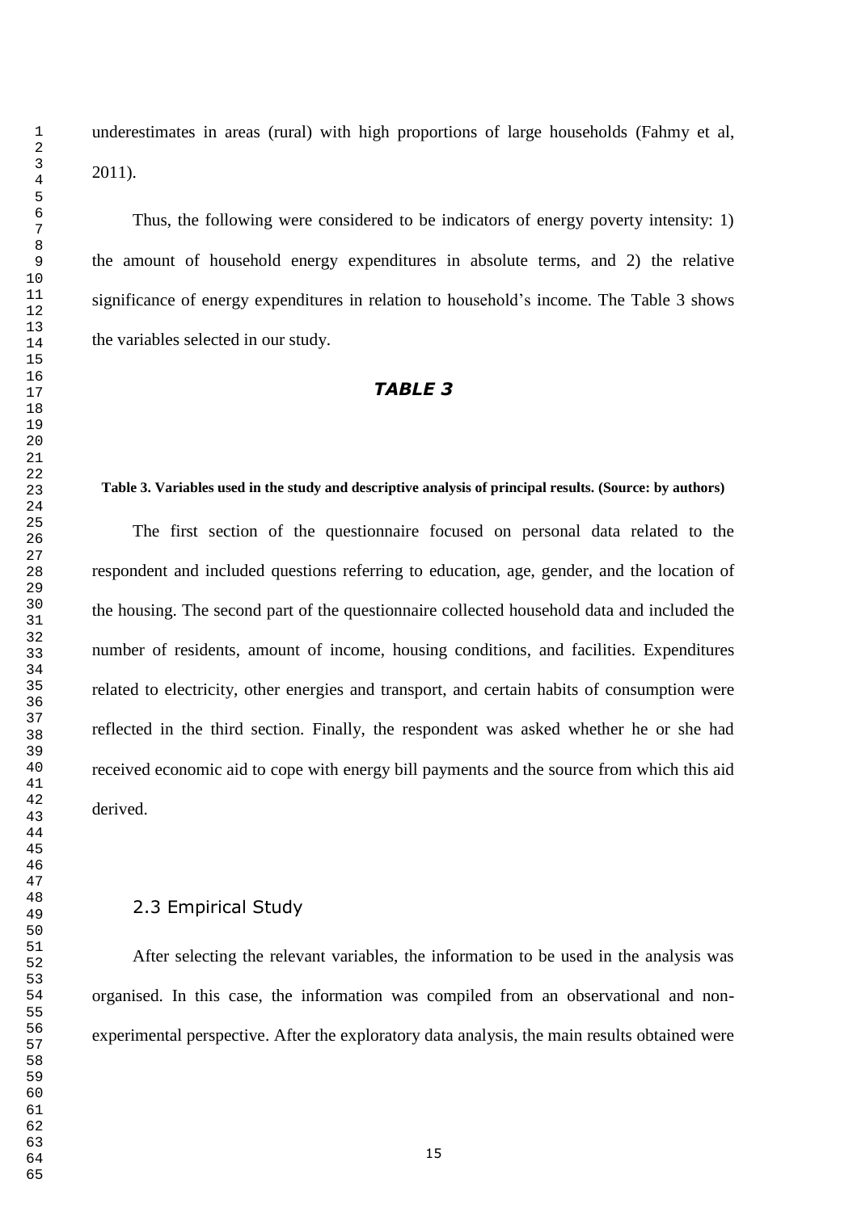underestimates in areas (rural) with high proportions of large households (Fahmy et al, 2011).

Thus, the following were considered to be indicators of energy poverty intensity: 1) the amount of household energy expenditures in absolute terms, and 2) the relative significance of energy expenditures in relation to household's income. The Table 3 shows the variables selected in our study.

***TABLE 3***

**Table 3. Variables used in the study and descriptive analysis of principal results. (Source: by authors)**

The first section of the questionnaire focused on personal data related to the respondent and included questions referring to education, age, gender, and the location of the housing. The second part of the questionnaire collected household data and included the number of residents, amount of income, housing conditions, and facilities. Expenditures related to electricity, other energies and transport, and certain habits of consumption were reflected in the third section. Finally, the respondent was asked whether he or she had received economic aid to cope with energy bill payments and the source from which this aid derived.

## 2.3 Empirical Study

After selecting the relevant variables, the information to be used in the analysis was organised. In this case, the information was compiled from an observational and non-experimental perspective. After the exploratory data analysis, the main results obtained were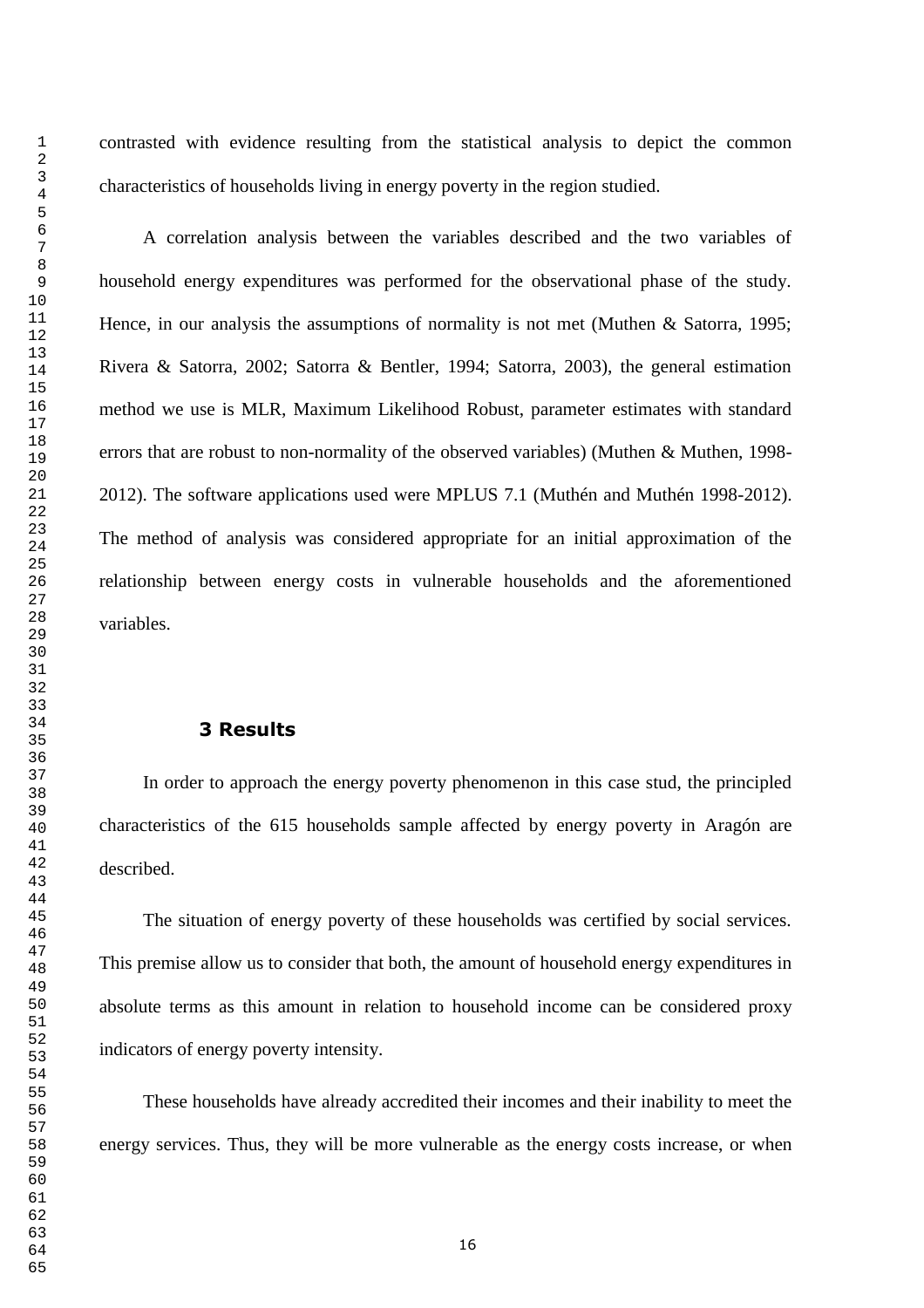contrasted with evidence resulting from the statistical analysis to depict the common characteristics of households living in energy poverty in the region studied.

A correlation analysis between the variables described and the two variables of household energy expenditures was performed for the observational phase of the study. Hence, in our analysis the assumptions of normality is not met (Muthen & Satorra, 1995; Rivera & Satorra, 2002; Satorra & Bentler, 1994; Satorra, 2003), the general estimation method we use is MLR, Maximum Likelihood Robust, parameter estimates with standard errors that are robust to non-normality of the observed variables) (Muthen & Muthen, 1998-2012). The software applications used were MPLUS 7.1 (Muthén and Muthén 1998-2012). The method of analysis was considered appropriate for an initial approximation of the relationship between energy costs in vulnerable households and the aforementioned variables.

## 3 Results

In order to approach the energy poverty phenomenon in this case stud, the principled characteristics of the 615 households sample affected by energy poverty in Aragón are described.

The situation of energy poverty of these households was certified by social services. This premise allow us to consider that both, the amount of household energy expenditures in absolute terms as this amount in relation to household income can be considered proxy indicators of energy poverty intensity.

These households have already accredited their incomes and their inability to meet the energy services. Thus, they will be more vulnerable as the energy costs increase, or when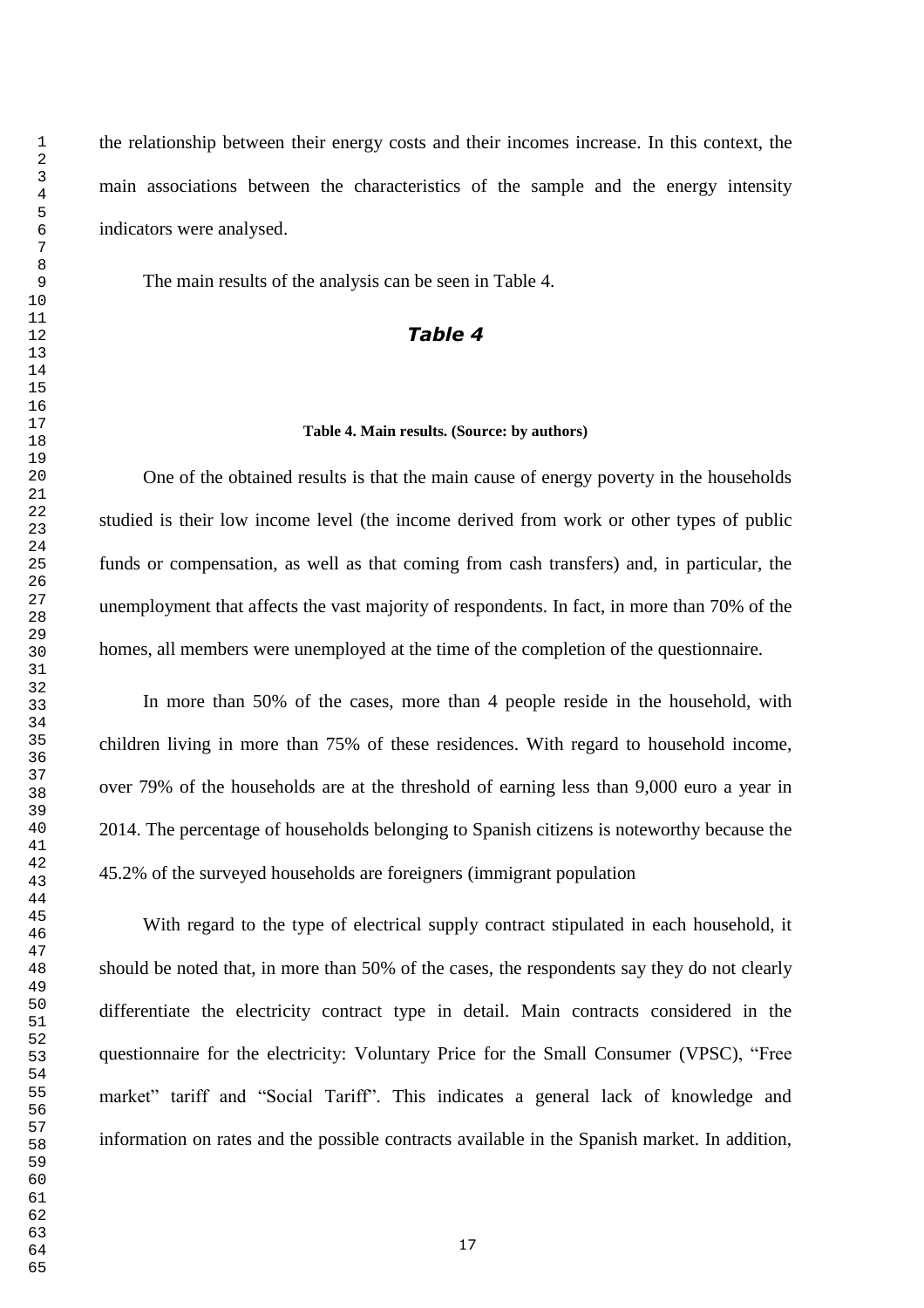the relationship between their energy costs and their incomes increase. In this context, the main associations between the characteristics of the sample and the energy intensity indicators were analysed.

The main results of the analysis can be seen in Table 4.

***Table 4***

**Table 4. Main results. (Source: by authors)**

One of the obtained results is that the main cause of energy poverty in the households studied is their low income level (the income derived from work or other types of public funds or compensation, as well as that coming from cash transfers) and, in particular, the unemployment that affects the vast majority of respondents. In fact, in more than 70% of the homes, all members were unemployed at the time of the completion of the questionnaire.

In more than 50% of the cases, more than 4 people reside in the household, with children living in more than 75% of these residences. With regard to household income, over 79% of the households are at the threshold of earning less than 9,000 euro a year in 2014. The percentage of households belonging to Spanish citizens is noteworthy because the 45.2% of the surveyed households are foreigners (immigrant population

With regard to the type of electrical supply contract stipulated in each household, it should be noted that, in more than 50% of the cases, the respondents say they do not clearly differentiate the electricity contract type in detail. Main contracts considered in the questionnaire for the electricity: Voluntary Price for the Small Consumer (VPSC), "Free market" tariff and "Social Tariff". This indicates a general lack of knowledge and information on rates and the possible contracts available in the Spanish market. In addition,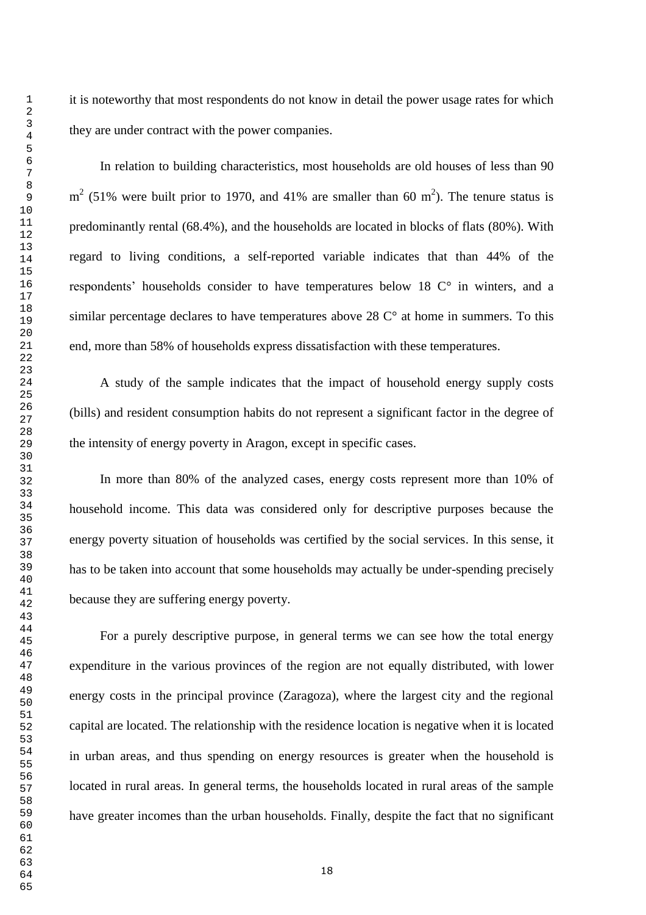it is noteworthy that most respondents do not know in detail the power usage rates for which they are under contract with the power companies.

In relation to building characteristics, most households are old houses of less than 90 $m^2$ (51% were built prior to 1970, and 41% are smaller than 60 $m^2$). The tenure status is predominantly rental (68.4%), and the households are located in blocks of flats (80%). With regard to living conditions, a self-reported variable indicates that than 44% of the respondents' households consider to have temperatures below 18 C° in winters, and a similar percentage declares to have temperatures above 28 C° at home in summers. To this end, more than 58% of households express dissatisfaction with these temperatures.

A study of the sample indicates that the impact of household energy supply costs (bills) and resident consumption habits do not represent a significant factor in the degree of the intensity of energy poverty in Aragon, except in specific cases.

In more than 80% of the analyzed cases, energy costs represent more than 10% of household income. This data was considered only for descriptive purposes because the energy poverty situation of households was certified by the social services. In this sense, it has to be taken into account that some households may actually be under-spending precisely because they are suffering energy poverty.

For a purely descriptive purpose, in general terms we can see how the total energy expenditure in the various provinces of the region are not equally distributed, with lower energy costs in the principal province (Zaragoza), where the largest city and the regional capital are located. The relationship with the residence location is negative when it is located in urban areas, and thus spending on energy resources is greater when the household is located in rural areas. In general terms, the households located in rural areas of the sample have greater incomes than the urban households. Finally, despite the fact that no significant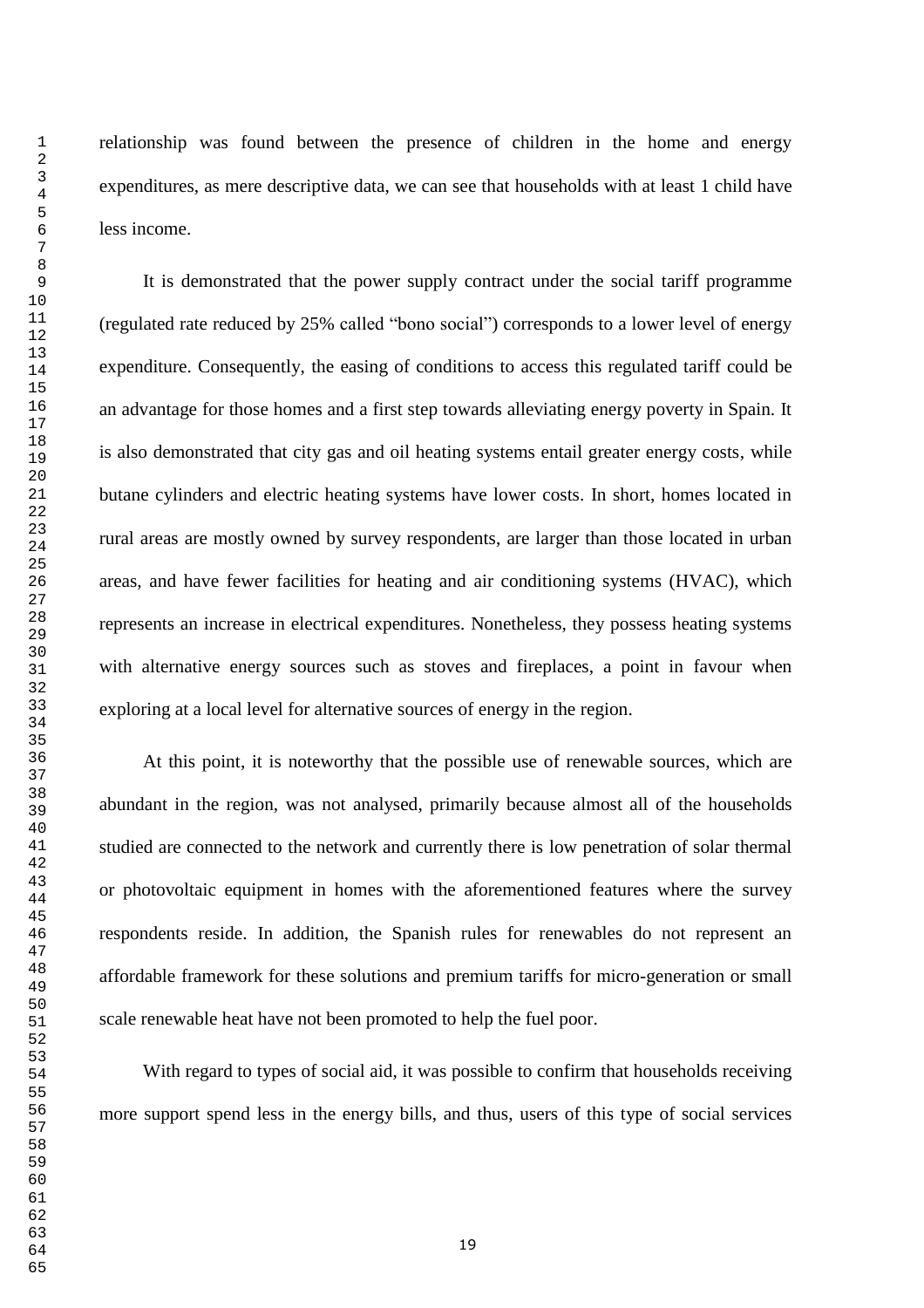relationship was found between the presence of children in the home and energy expenditures, as mere descriptive data, we can see that households with at least 1 child have less income.

It is demonstrated that the power supply contract under the social tariff programme (regulated rate reduced by 25% called "bono social") corresponds to a lower level of energy expenditure. Consequently, the easing of conditions to access this regulated tariff could be an advantage for those homes and a first step towards alleviating energy poverty in Spain. It is also demonstrated that city gas and oil heating systems entail greater energy costs, while butane cylinders and electric heating systems have lower costs. In short, homes located in rural areas are mostly owned by survey respondents, are larger than those located in urban areas, and have fewer facilities for heating and air conditioning systems (HVAC), which represents an increase in electrical expenditures. Nonetheless, they possess heating systems with alternative energy sources such as stoves and fireplaces, a point in favour when exploring at a local level for alternative sources of energy in the region.

At this point, it is noteworthy that the possible use of renewable sources, which are abundant in the region, was not analysed, primarily because almost all of the households studied are connected to the network and currently there is low penetration of solar thermal or photovoltaic equipment in homes with the aforementioned features where the survey respondents reside. In addition, the Spanish rules for renewables do not represent an affordable framework for these solutions and premium tariffs for micro-generation or small scale renewable heat have not been promoted to help the fuel poor.

With regard to types of social aid, it was possible to confirm that households receiving more support spend less in the energy bills, and thus, users of this type of social services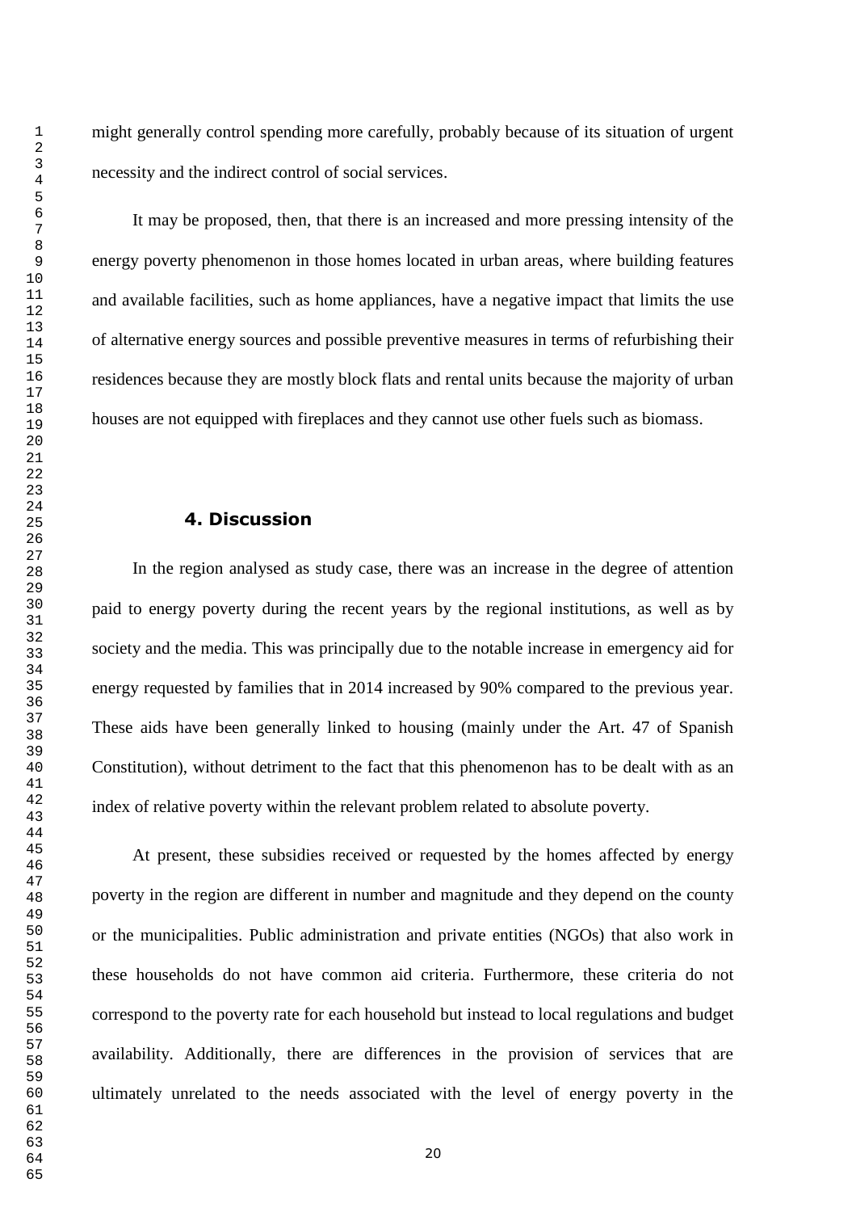might generally control spending more carefully, probably because of its situation of urgent necessity and the indirect control of social services.

It may be proposed, then, that there is an increased and more pressing intensity of the energy poverty phenomenon in those homes located in urban areas, where building features and available facilities, such as home appliances, have a negative impact that limits the use of alternative energy sources and possible preventive measures in terms of refurbishing their residences because they are mostly block flats and rental units because the majority of urban houses are not equipped with fireplaces and they cannot use other fuels such as biomass.

## 4. Discussion

In the region analysed as study case, there was an increase in the degree of attention paid to energy poverty during the recent years by the regional institutions, as well as by society and the media. This was principally due to the notable increase in emergency aid for energy requested by families that in 2014 increased by 90% compared to the previous year. These aids have been generally linked to housing (mainly under the Art. 47 of Spanish Constitution), without detriment to the fact that this phenomenon has to be dealt with as an index of relative poverty within the relevant problem related to absolute poverty.

At present, these subsidies received or requested by the homes affected by energy poverty in the region are different in number and magnitude and they depend on the county or the municipalities. Public administration and private entities (NGOs) that also work in these households do not have common aid criteria. Furthermore, these criteria do not correspond to the poverty rate for each household but instead to local regulations and budget availability. Additionally, there are differences in the provision of services that are ultimately unrelated to the needs associated with the level of energy poverty in the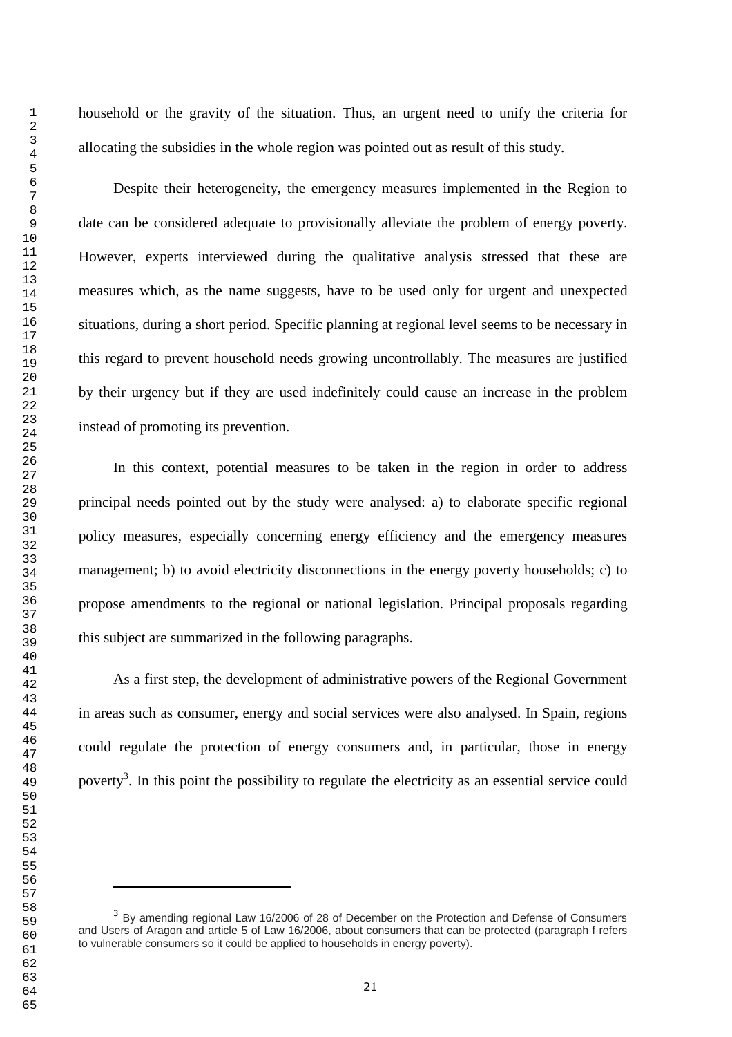household or the gravity of the situation. Thus, an urgent need to unify the criteria for allocating the subsidies in the whole region was pointed out as result of this study.

Despite their heterogeneity, the emergency measures implemented in the Region to date can be considered adequate to provisionally alleviate the problem of energy poverty. However, experts interviewed during the qualitative analysis stressed that these are measures which, as the name suggests, have to be used only for urgent and unexpected situations, during a short period. Specific planning at regional level seems to be necessary in this regard to prevent household needs growing uncontrollably. The measures are justified by their urgency but if they are used indefinitely could cause an increase in the problem instead of promoting its prevention.

In this context, potential measures to be taken in the region in order to address principal needs pointed out by the study were analysed: a) to elaborate specific regional policy measures, especially concerning energy efficiency and the emergency measures management; b) to avoid electricity disconnections in the energy poverty households; c) to propose amendments to the regional or national legislation. Principal proposals regarding this subject are summarized in the following paragraphs.

As a first step, the development of administrative powers of the Regional Government in areas such as consumer, energy and social services were also analysed. In Spain, regions could regulate the protection of energy consumers and, in particular, those in energy poverty[3]. In this point the possibility to regulate the electricity as an essential service could

[3] By amending regional Law 16/2006 of 28 of December on the Protection and Defense of Consumers and Users of Aragon and article 5 of Law 16/2006, about consumers that can be protected (paragraph f refers to vulnerable consumers so it could be applied to households in energy poverty).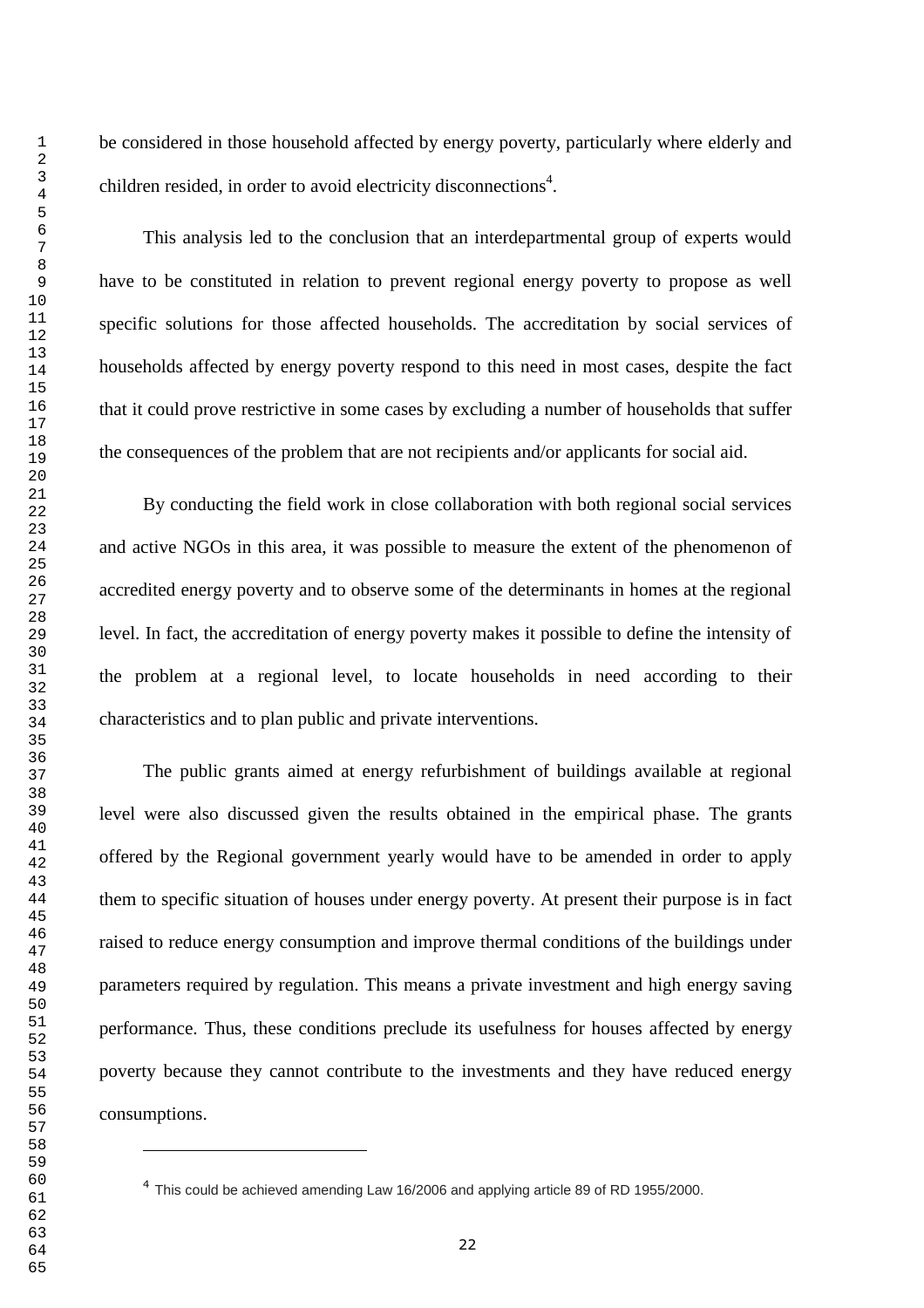be considered in those household affected by energy poverty, particularly where elderly and children resided, in order to avoid electricity disconnections[4].

This analysis led to the conclusion that an interdepartmental group of experts would have to be constituted in relation to prevent regional energy poverty to propose as well specific solutions for those affected households. The accreditation by social services of households affected by energy poverty respond to this need in most cases, despite the fact that it could prove restrictive in some cases by excluding a number of households that suffer the consequences of the problem that are not recipients and/or applicants for social aid.

By conducting the field work in close collaboration with both regional social services and active NGOs in this area, it was possible to measure the extent of the phenomenon of accredited energy poverty and to observe some of the determinants in homes at the regional level. In fact, the accreditation of energy poverty makes it possible to define the intensity of the problem at a regional level, to locate households in need according to their characteristics and to plan public and private interventions.

The public grants aimed at energy refurbishment of buildings available at regional level were also discussed given the results obtained in the empirical phase. The grants offered by the Regional government yearly would have to be amended in order to apply them to specific situation of houses under energy poverty. At present their purpose is in fact raised to reduce energy consumption and improve thermal conditions of the buildings under parameters required by regulation. This means a private investment and high energy saving performance. Thus, these conditions preclude its usefulness for houses affected by energy poverty because they cannot contribute to the investments and they have reduced energy consumptions.

---

[4] This could be achieved amending Law 16/2006 and applying article 89 of RD 1955/2000.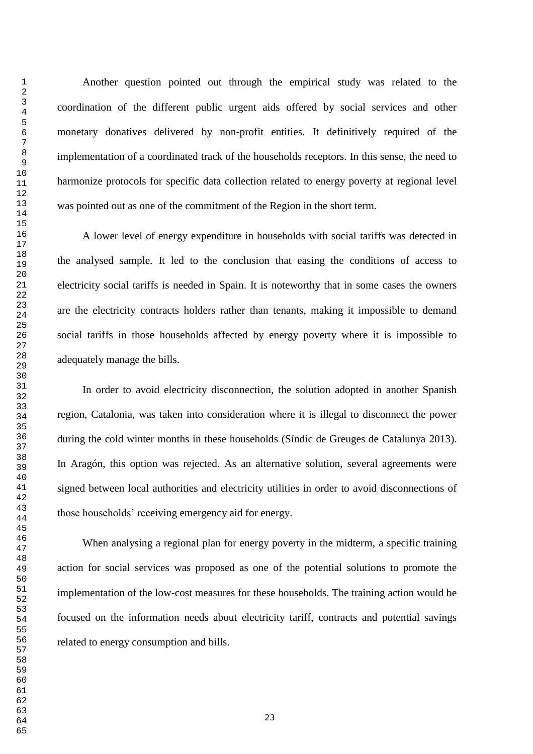Another question pointed out through the empirical study was related to the coordination of the different public urgent aids offered by social services and other monetary donatives delivered by non-profit entities. It definitively required of the implementation of a coordinated track of the households receptors. In this sense, the need to harmonize protocols for specific data collection related to energy poverty at regional level was pointed out as one of the commitment of the Region in the short term.

A lower level of energy expenditure in households with social tariffs was detected in the analysed sample. It led to the conclusion that easing the conditions of access to electricity social tariffs is needed in Spain. It is noteworthy that in some cases the owners are the electricity contracts holders rather than tenants, making it impossible to demand social tariffs in those households affected by energy poverty where it is impossible to adequately manage the bills.

In order to avoid electricity disconnection, the solution adopted in another Spanish region, Catalonia, was taken into consideration where it is illegal to disconnect the power during the cold winter months in these households (Síndic de Greuges de Catalunya 2013). In Aragón, this option was rejected. As an alternative solution, several agreements were signed between local authorities and electricity utilities in order to avoid disconnections of those households' receiving emergency aid for energy.

When analysing a regional plan for energy poverty in the midterm, a specific training action for social services was proposed as one of the potential solutions to promote the implementation of the low-cost measures for these households. The training action would be focused on the information needs about electricity tariff, contracts and potential savings related to energy consumption and bills.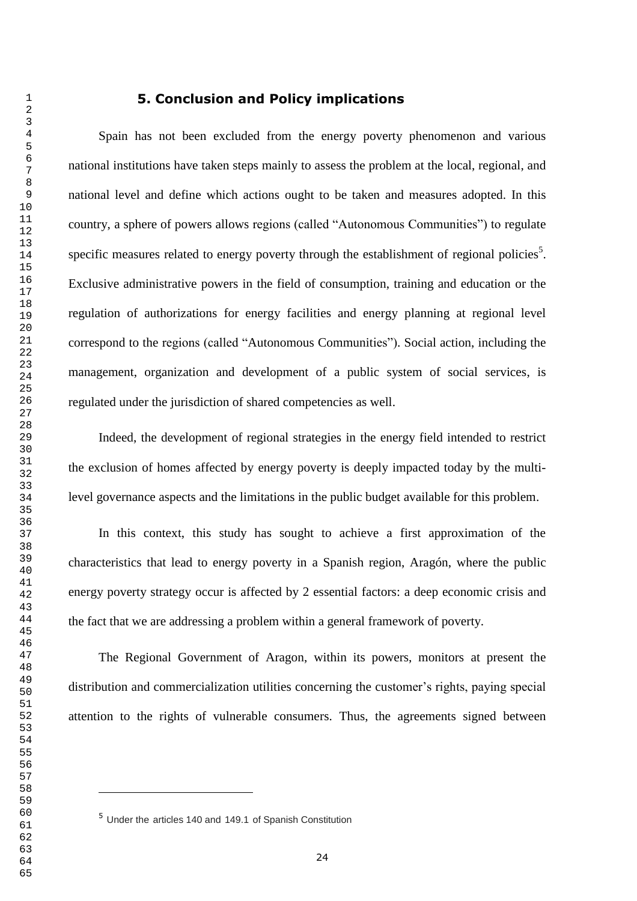## 5. Conclusion and Policy implications

Spain has not been excluded from the energy poverty phenomenon and various national institutions have taken steps mainly to assess the problem at the local, regional, and national level and define which actions ought to be taken and measures adopted. In this country, a sphere of powers allows regions (called "Autonomous Communities") to regulate specific measures related to energy poverty through the establishment of regional policies[5]. Exclusive administrative powers in the field of consumption, training and education or the regulation of authorizations for energy facilities and energy planning at regional level correspond to the regions (called "Autonomous Communities"). Social action, including the management, organization and development of a public system of social services, is regulated under the jurisdiction of shared competencies as well.

Indeed, the development of regional strategies in the energy field intended to restrict the exclusion of homes affected by energy poverty is deeply impacted today by the multi-level governance aspects and the limitations in the public budget available for this problem.

In this context, this study has sought to achieve a first approximation of the characteristics that lead to energy poverty in a Spanish region, Aragón, where the public energy poverty strategy occur is affected by 2 essential factors: a deep economic crisis and the fact that we are addressing a problem within a general framework of poverty.

The Regional Government of Aragon, within its powers, monitors at present the distribution and commercialization utilities concerning the customer's rights, paying special attention to the rights of vulnerable consumers. Thus, the agreements signed between

---

[5] Under the articles 140 and 149.1 of Spanish Constitution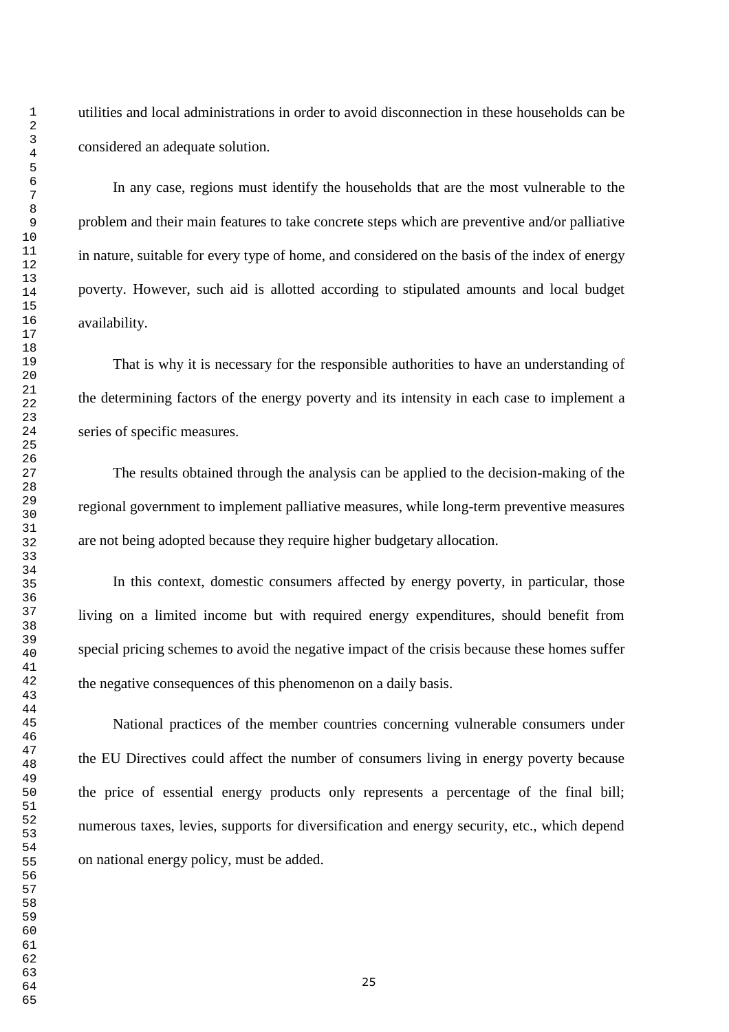utilities and local administrations in order to avoid disconnection in these households can be considered an adequate solution.

In any case, regions must identify the households that are the most vulnerable to the problem and their main features to take concrete steps which are preventive and/or palliative in nature, suitable for every type of home, and considered on the basis of the index of energy poverty. However, such aid is allotted according to stipulated amounts and local budget availability.

That is why it is necessary for the responsible authorities to have an understanding of the determining factors of the energy poverty and its intensity in each case to implement a series of specific measures.

The results obtained through the analysis can be applied to the decision-making of the regional government to implement palliative measures, while long-term preventive measures are not being adopted because they require higher budgetary allocation.

In this context, domestic consumers affected by energy poverty, in particular, those living on a limited income but with required energy expenditures, should benefit from special pricing schemes to avoid the negative impact of the crisis because these homes suffer the negative consequences of this phenomenon on a daily basis.

National practices of the member countries concerning vulnerable consumers under the EU Directives could affect the number of consumers living in energy poverty because the price of essential energy products only represents a percentage of the final bill; numerous taxes, levies, supports for diversification and energy security, etc., which depend on national energy policy, must be added.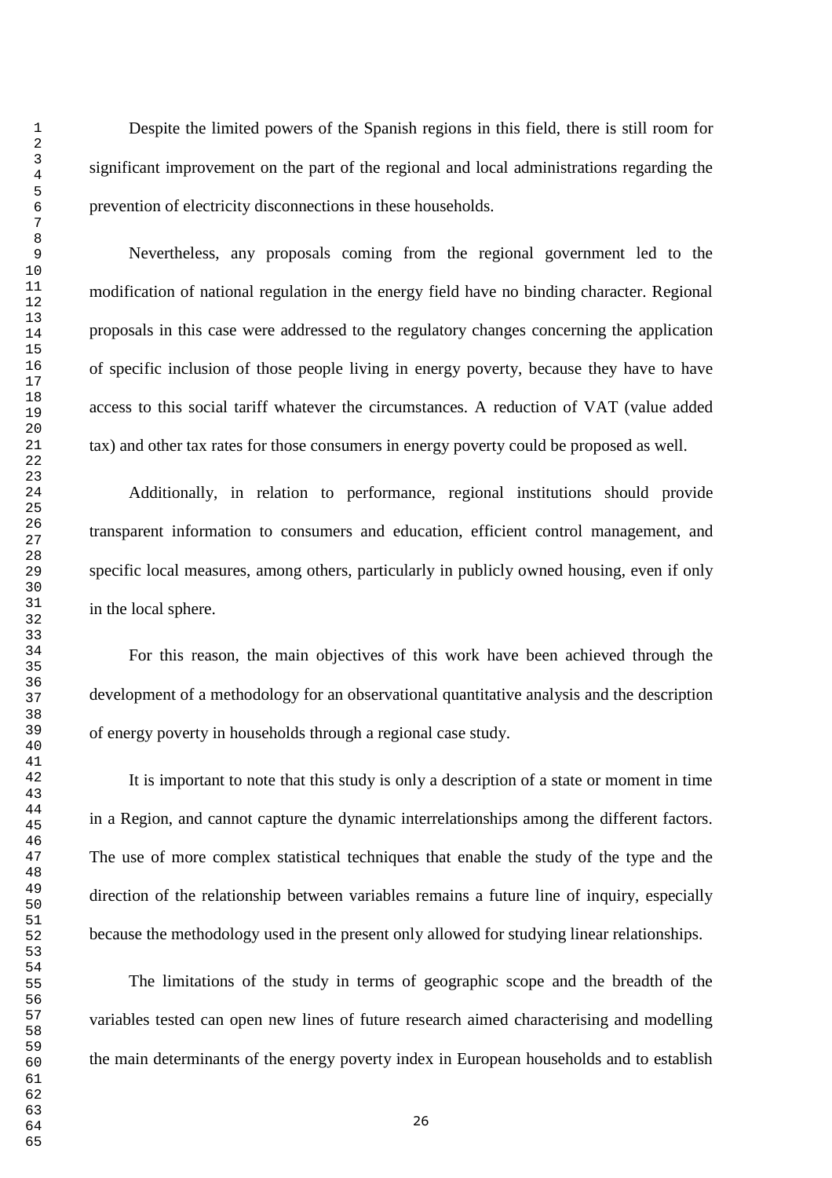Despite the limited powers of the Spanish regions in this field, there is still room for significant improvement on the part of the regional and local administrations regarding the prevention of electricity disconnections in these households.

Nevertheless, any proposals coming from the regional government led to the modification of national regulation in the energy field have no binding character. Regional proposals in this case were addressed to the regulatory changes concerning the application of specific inclusion of those people living in energy poverty, because they have to have access to this social tariff whatever the circumstances. A reduction of VAT (value added tax) and other tax rates for those consumers in energy poverty could be proposed as well.

Additionally, in relation to performance, regional institutions should provide transparent information to consumers and education, efficient control management, and specific local measures, among others, particularly in publicly owned housing, even if only in the local sphere.

For this reason, the main objectives of this work have been achieved through the development of a methodology for an observational quantitative analysis and the description of energy poverty in households through a regional case study.

It is important to note that this study is only a description of a state or moment in time in a Region, and cannot capture the dynamic interrelationships among the different factors. The use of more complex statistical techniques that enable the study of the type and the direction of the relationship between variables remains a future line of inquiry, especially because the methodology used in the present only allowed for studying linear relationships.

The limitations of the study in terms of geographic scope and the breadth of the variables tested can open new lines of future research aimed characterising and modelling the main determinants of the energy poverty index in European households and to establish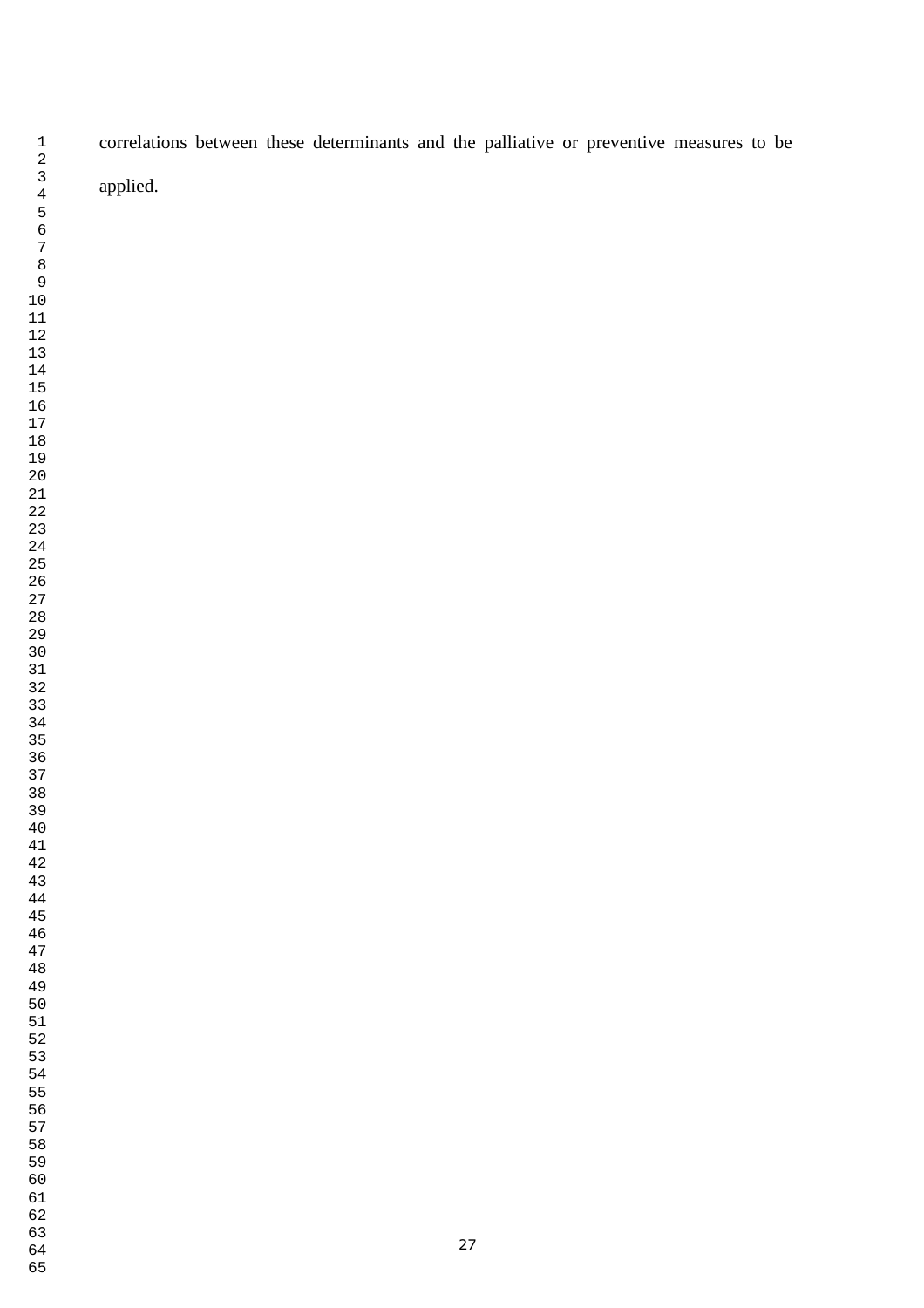correlations between these determinants and the palliative or preventive measures to be applied.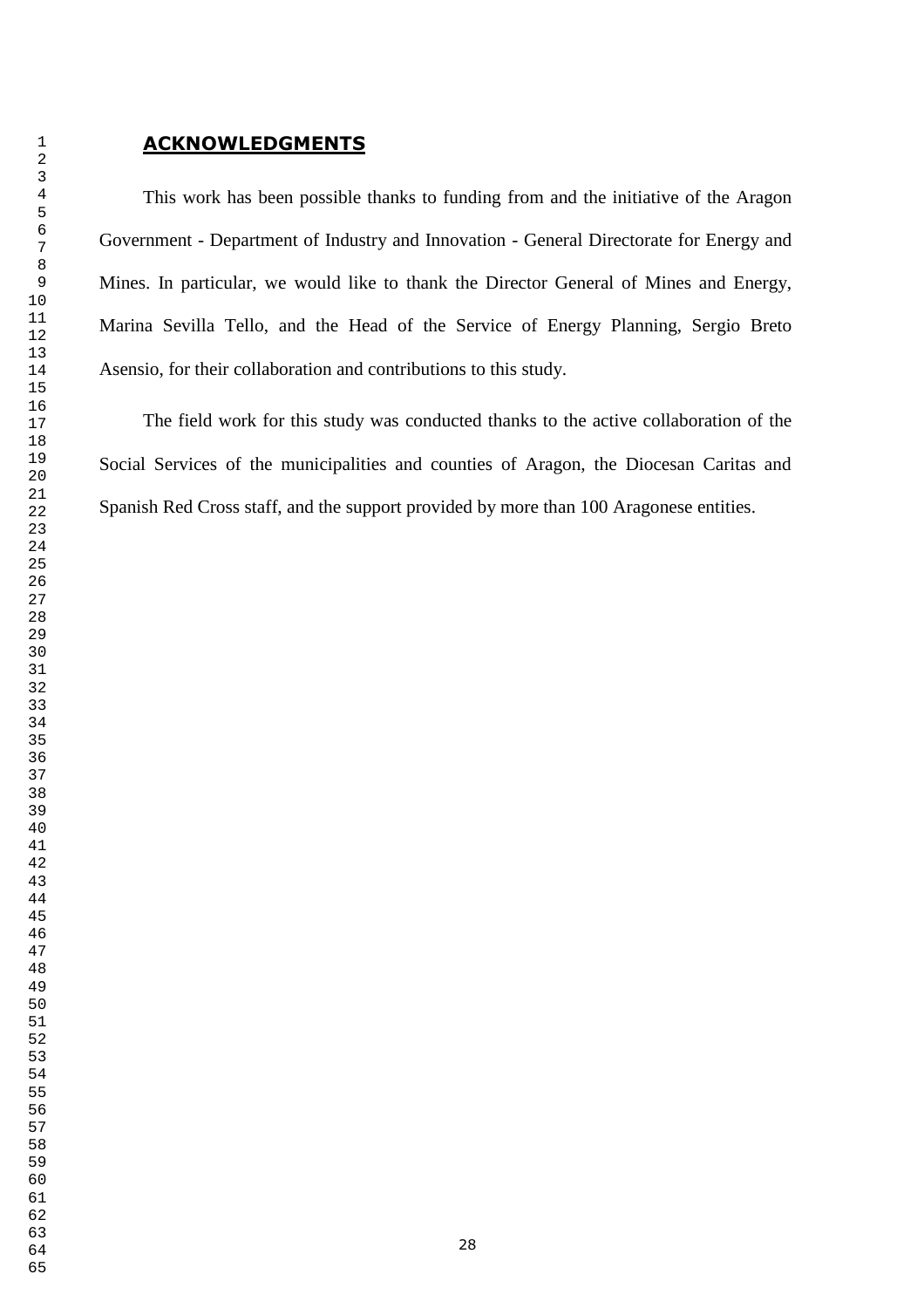## ACKNOWLEDGMENTS

This work has been possible thanks to funding from and the initiative of the Aragon Government - Department of Industry and Innovation - General Directorate for Energy and Mines. In particular, we would like to thank the Director General of Mines and Energy, Marina Sevilla Tello, and the Head of the Service of Energy Planning, Sergio Breto Asensio, for their collaboration and contributions to this study.

The field work for this study was conducted thanks to the active collaboration of the Social Services of the municipalities and counties of Aragon, the Diocesan Caritas and Spanish Red Cross staff, and the support provided by more than 100 Aragonese entities.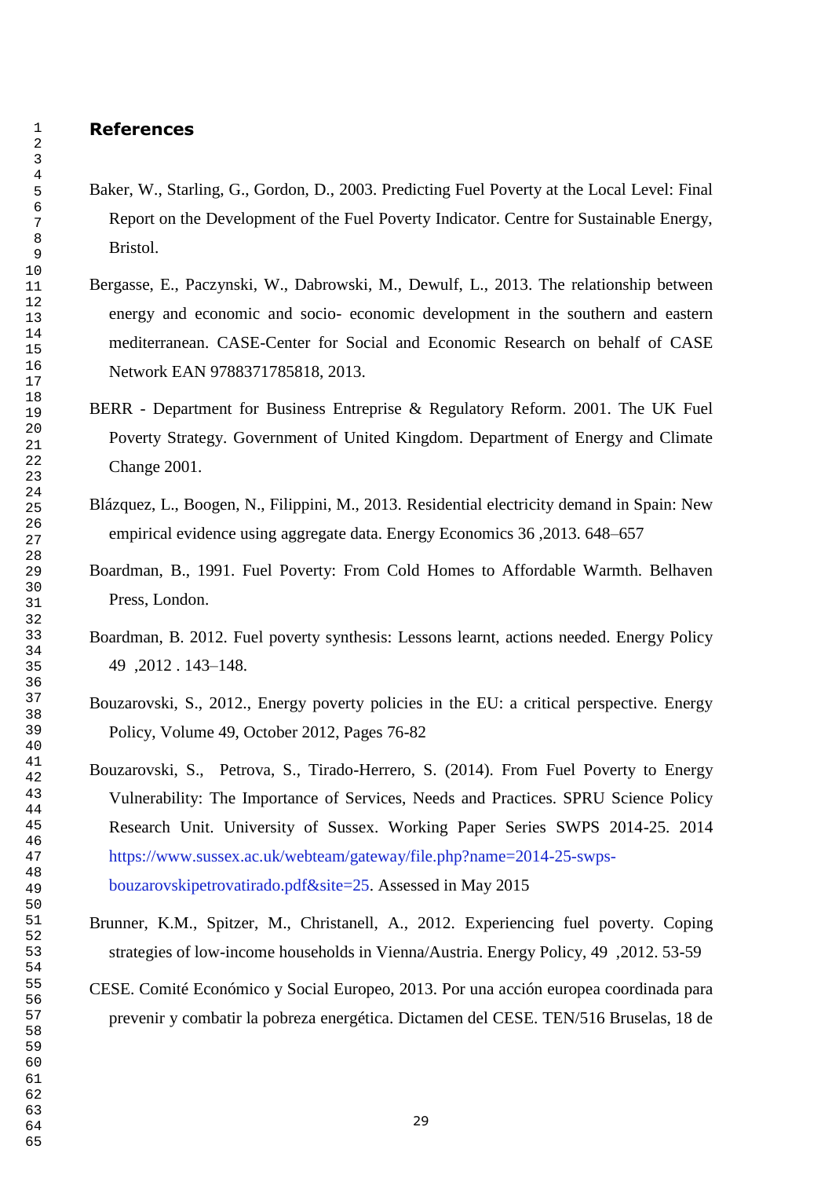## References

Baker, W., Starling, G., Gordon, D., 2003. Predicting Fuel Poverty at the Local Level: Final Report on the Development of the Fuel Poverty Indicator. Centre for Sustainable Energy, Bristol.

Bergasse, E., Paczynski, W., Dabrowski, M., Dewulf, L., 2013. The relationship between energy and economic and socio- economic development in the southern and eastern mediterranean. CASE-Center for Social and Economic Research on behalf of CASE Network EAN 9788371785818, 2013.

BERR - Department for Business Entreprise & Regulatory Reform. 2001. The UK Fuel Poverty Strategy. Government of United Kingdom. Department of Energy and Climate Change 2001.

Blázquez, L., Boogen, N., Filippini, M., 2013. Residential electricity demand in Spain: New empirical evidence using aggregate data. Energy Economics 36 ,2013. 648–657

Boardman, B., 1991. Fuel Poverty: From Cold Homes to Affordable Warmth. Belhaven Press, London.

Boardman, B. 2012. Fuel poverty synthesis: Lessons learnt, actions needed. Energy Policy 49 ,2012 . 143–148.

Bouzarovski, S., 2012., Energy poverty policies in the EU: a critical perspective. Energy Policy, Volume 49, October 2012, Pages 76-82

Bouzarovski, S., Petrova, S., Tirado-Herrero, S. (2014). From Fuel Poverty to Energy Vulnerability: The Importance of Services, Needs and Practices. SPRU Science Policy Research Unit. University of Sussex. Working Paper Series SWPS 2014-25. 2014 https://www.sussex.ac.uk/webteam/gateway/file.php?name=2014-25-swps-bouzarovskipetrovatirado.pdf&site=25. Assessed in May 2015

Brunner, K.M., Spitzer, M., Christanell, A., 2012. Experiencing fuel poverty. Coping strategies of low-income households in Vienna/Austria. Energy Policy, 49 ,2012. 53-59

CESE. Comité Económico y Social Europeo, 2013. Por una acción europea coordinada para prevenir y combatir la pobreza energética. Dictamen del CESE. TEN/516 Bruselas, 18 de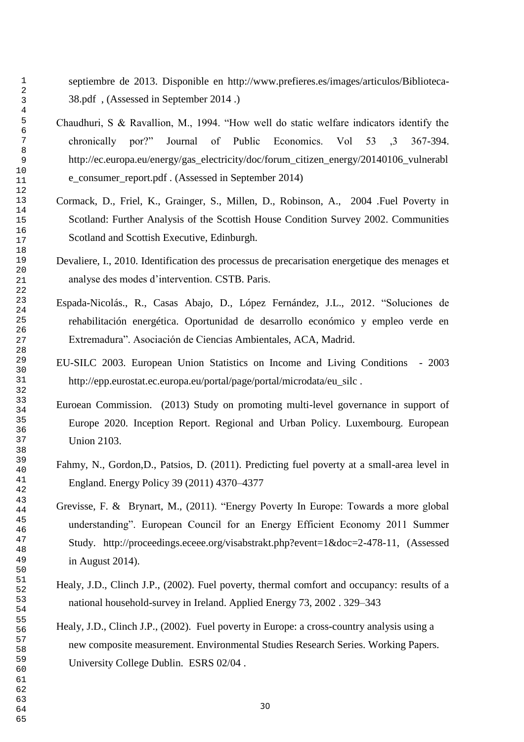septiembre de 2013. Disponible en http://www.prefieres.es/images/articulos/Biblioteca-38.pdf , (Assessed in September 2014 .)

Chaudhuri, S & Ravallion, M., 1994. "How well do static welfare indicators identify the chronically por?" Journal of Public Economics. Vol 53 ,3 367-394. http://ec.europa.eu/energy/gas_electricity/doc/forum_citizen_energy/20140106_vulnerable_consumer_report.pdf . (Assessed in September 2014)

Cormack, D., Friel, K., Grainger, S., Millen, D., Robinson, A., 2004 .Fuel Poverty in Scotland: Further Analysis of the Scottish House Condition Survey 2002. Communities Scotland and Scottish Executive, Edinburgh.

Devaliere, I., 2010. Identification des processus de precarisation energetique des menages et analyse des modes d'intervention. CSTB. Paris.

Espada-Nicolás., R., Casas Abajo, D., López Fernández, J.L., 2012. "Soluciones de rehabilitación energética. Oportunidad de desarrollo económico y empleo verde en Extremadura". Asociación de Ciencias Ambientales, ACA, Madrid.

EU-SILC 2003. European Union Statistics on Income and Living Conditions - 2003 http://epp.eurostat.ec.europa.eu/portal/page/portal/microdata/eu_silc .

Euroean Commission. (2013) Study on promoting multi-level governance in support of Europe 2020. Inception Report. Regional and Urban Policy. Luxembourg. European Union 2103.

Fahmy, N., Gordon,D., Patsios, D. (2011). Predicting fuel poverty at a small-area level in England. Energy Policy 39 (2011) 4370–4377

Grevisse, F. & Brynart, M., (2011). "Energy Poverty In Europe: Towards a more global understanding". European Council for an Energy Efficient Economy 2011 Summer Study. http://proceedings.eceee.org/visabstrakt.php?event=1&doc=2-478-11, (Assessed in August 2014).

Healy, J.D., Clinch J.P., (2002). Fuel poverty, thermal comfort and occupancy: results of a national household-survey in Ireland. Applied Energy 73, 2002 . 329–343

Healy, J.D., Clinch J.P., (2002). Fuel poverty in Europe: a cross-country analysis using a new composite measurement. Environmental Studies Research Series. Working Papers. University College Dublin. ESRS 02/04 .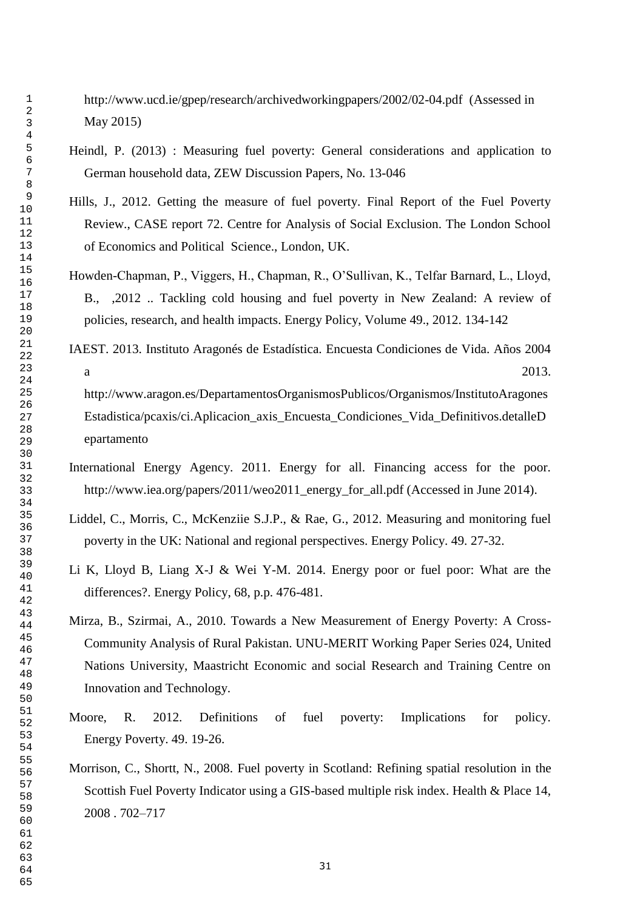http://www.ucd.ie/gpep/research/archivedworkingpapers/2002/02-04.pdf (Assessed in May 2015)

Heindl, P. (2013) : Measuring fuel poverty: General considerations and application to German household data, ZEW Discussion Papers, No. 13-046

Hills, J., 2012. Getting the measure of fuel poverty. Final Report of the Fuel Poverty Review., CASE report 72. Centre for Analysis of Social Exclusion. The London School of Economics and Political Science., London, UK.

Howden-Chapman, P., Viggers, H., Chapman, R., O'Sullivan, K., Telfar Barnard, L., Lloyd, B., ,2012 .. Tackling cold housing and fuel poverty in New Zealand: A review of policies, research, and health impacts. Energy Policy, Volume 49., 2012. 134-142

IAEST. 2013. Instituto Aragonés de Estadística. Encuesta Condiciones de Vida. Años 2004 a 2013. http://www.aragon.es/DepartamentosOrganismosPublicos/Organismos/InstitutoAragonesEstadistica/pcaxis/ci.Aplicacion_axis_Encuesta_Condiciones_Vida_Definitivos.detalleDepartamento

International Energy Agency. 2011. Energy for all. Financing access for the poor. http://www.iea.org/papers/2011/weo2011_energy_for_all.pdf (Accessed in June 2014).

Liddel, C., Morris, C., McKenziie S.J.P., & Rae, G., 2012. Measuring and monitoring fuel poverty in the UK: National and regional perspectives. Energy Policy. 49. 27-32.

Li K, Lloyd B, Liang X-J & Wei Y-M. 2014. Energy poor or fuel poor: What are the differences?. Energy Policy, 68, p.p. 476-481.

Mirza, B., Szirmai, A., 2010. Towards a New Measurement of Energy Poverty: A Cross-Community Analysis of Rural Pakistan. UNU-MERIT Working Paper Series 024, United Nations University, Maastricht Economic and social Research and Training Centre on Innovation and Technology.

Moore, R. 2012. Definitions of fuel poverty: Implications for policy. Energy Poverty. 49. 19-26.

Morrison, C., Shortt, N., 2008. Fuel poverty in Scotland: Refining spatial resolution in the Scottish Fuel Poverty Indicator using a GIS-based multiple risk index. Health & Place 14, 2008 . 702–717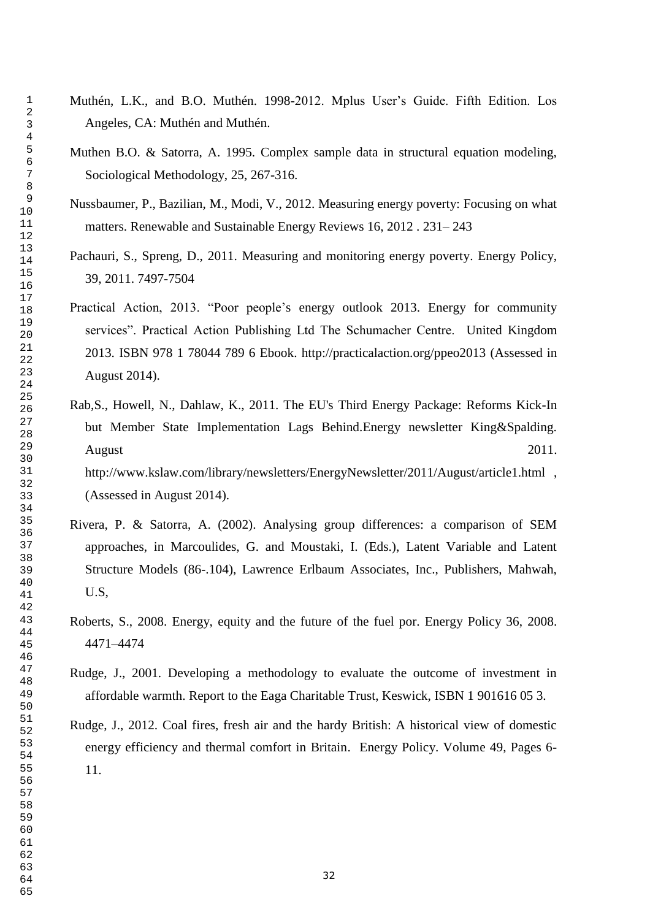Muthén, L.K., and B.O. Muthén. 1998-2012. Mplus User's Guide. Fifth Edition. Los Angeles, CA: Muthén and Muthén.

Muthen B.O. & Satorra, A. 1995. Complex sample data in structural equation modeling, Sociological Methodology, 25, 267-316.

Nussbaumer, P., Bazilian, M., Modi, V., 2012. Measuring energy poverty: Focusing on what matters. Renewable and Sustainable Energy Reviews 16, 2012 . 231– 243

Pachauri, S., Spreng, D., 2011. Measuring and monitoring energy poverty. Energy Policy, 39, 2011. 7497-7504

Practical Action, 2013. "Poor people's energy outlook 2013. Energy for community services". Practical Action Publishing Ltd The Schumacher Centre. United Kingdom 2013. ISBN 978 1 78044 789 6 Ebook. http://practicalaction.org/ppeo2013 (Assessed in August 2014).

Rab,S., Howell, N., Dahlaw, K., 2011. The EU's Third Energy Package: Reforms Kick-In but Member State Implementation Lags Behind.Energy newsletter King&Spalding. August 2011. http://www.kslaw.com/library/newsletters/EnergyNewsletter/2011/August/article1.html , (Assessed in August 2014).

Rivera, P. & Satorra, A. (2002). Analysing group differences: a comparison of SEM approaches, in Marcoulides, G. and Moustaki, I. (Eds.), Latent Variable and Latent Structure Models (86-.104), Lawrence Erlbaum Associates, Inc., Publishers, Mahwah, U.S,

Roberts, S., 2008. Energy, equity and the future of the fuel por. Energy Policy 36, 2008. 4471–4474

Rudge, J., 2001. Developing a methodology to evaluate the outcome of investment in affordable warmth. Report to the Eaga Charitable Trust, Keswick, ISBN 1 901616 05 3.

Rudge, J., 2012. Coal fires, fresh air and the hardy British: A historical view of domestic energy efficiency and thermal comfort in Britain. Energy Policy. Volume 49, Pages 6-11.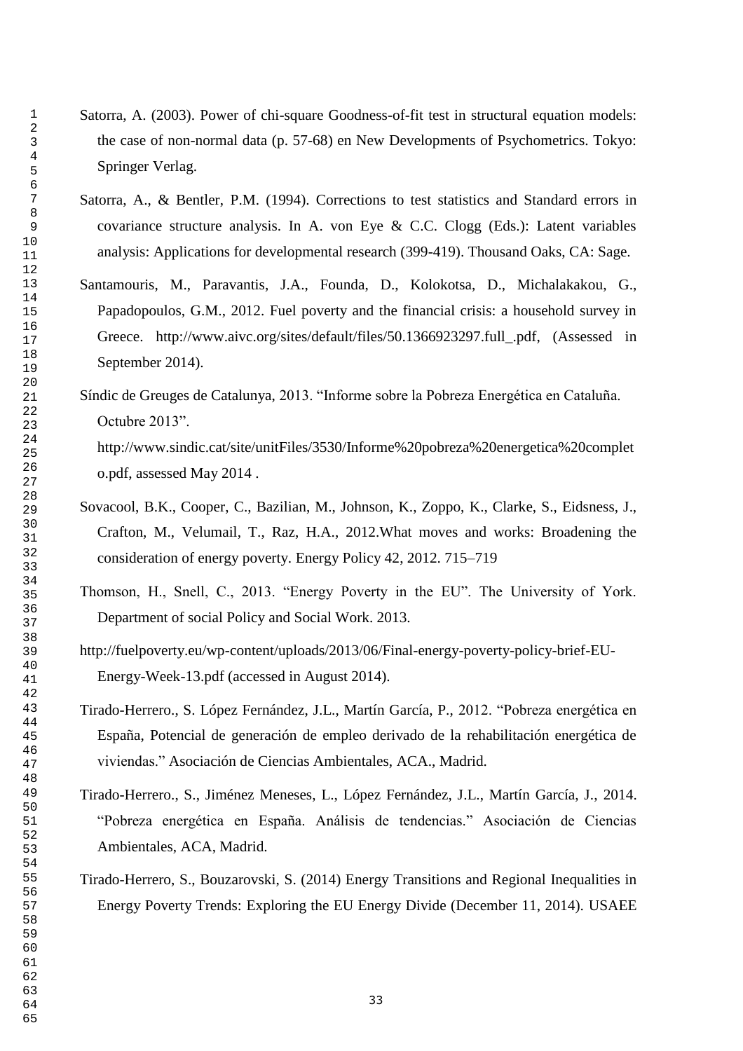Satorra, A. (2003). Power of chi-square Goodness-of-fit test in structural equation models: the case of non-normal data (p. 57-68) en New Developments of Psychometrics. Tokyo: Springer Verlag.

Satorra, A., & Bentler, P.M. (1994). Corrections to test statistics and Standard errors in covariance structure analysis. In A. von Eye & C.C. Clogg (Eds.): Latent variables analysis: Applications for developmental research (399-419). Thousand Oaks, CA: Sage.

Santamouris, M., Paravantis, J.A., Founda, D., Kolokotsa, D., Michalakakou, G., Papadopoulos, G.M., 2012. Fuel poverty and the financial crisis: a household survey in Greece. http://www.aivc.org/sites/default/files/50.1366923297.full_.pdf, (Assessed in September 2014).

Síndic de Greuges de Catalunya, 2013. "Informe sobre la Pobreza Energética en Cataluña. Octubre 2013". http://www.sindic.cat/site/unitFiles/3530/Informe%20pobreza%20energetica%20completo.pdf, assessed May 2014 .

Sovacool, B.K., Cooper, C., Bazilian, M., Johnson, K., Zoppo, K., Clarke, S., Eidsness, J., Crafton, M., Velumail, T., Raz, H.A., 2012.What moves and works: Broadening the consideration of energy poverty. Energy Policy 42, 2012. 715–719

Thomson, H., Snell, C., 2013. "Energy Poverty in the EU". The University of York. Department of social Policy and Social Work. 2013.

http://fuelpoverty.eu/wp-content/uploads/2013/06/Final-energy-poverty-policy-brief-EU-Energy-Week-13.pdf (accessed in August 2014).

Tirado-Herrero., S. López Fernández, J.L., Martín García, P., 2012. "Pobreza energética en España, Potencial de generación de empleo derivado de la rehabilitación energética de viviendas." Asociación de Ciencias Ambientales, ACA., Madrid.

Tirado-Herrero., S., Jiménez Meneses, L., López Fernández, J.L., Martín García, J., 2014. "Pobreza energética en España. Análisis de tendencias." Asociación de Ciencias Ambientales, ACA, Madrid.

Tirado-Herrero, S., Bouzarovski, S. (2014) Energy Transitions and Regional Inequalities in Energy Poverty Trends: Exploring the EU Energy Divide (December 11, 2014). USAEE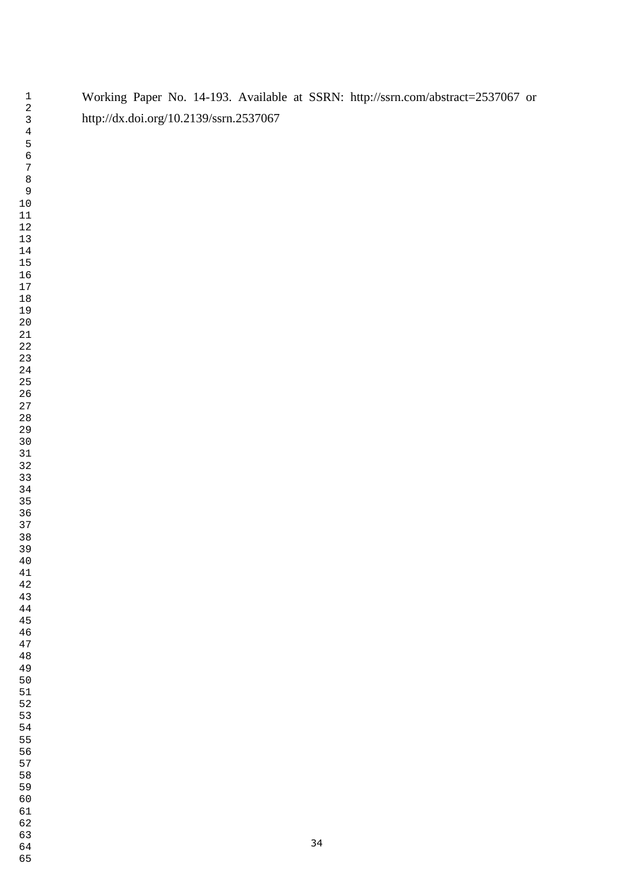Working Paper No. 14-193. Available at SSRN: http://ssrn.com/abstract=2537067 or http://dx.doi.org/10.2139/ssrn.2537067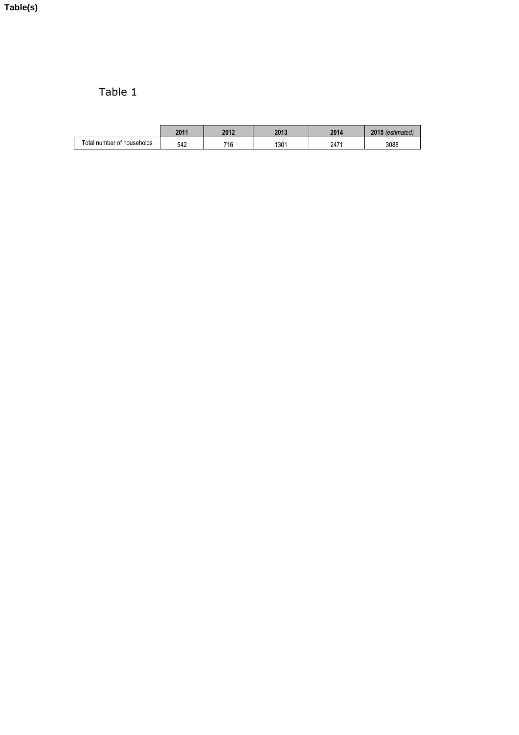**Table(s)**

Table 1

| | **2011** | **2012** | **2013** | **2014** | **2015** *(estimated)* |
|---|---|---|---|---|---|
| Total number of households | 542 | 716 | 1301 | 2471 | 3088 |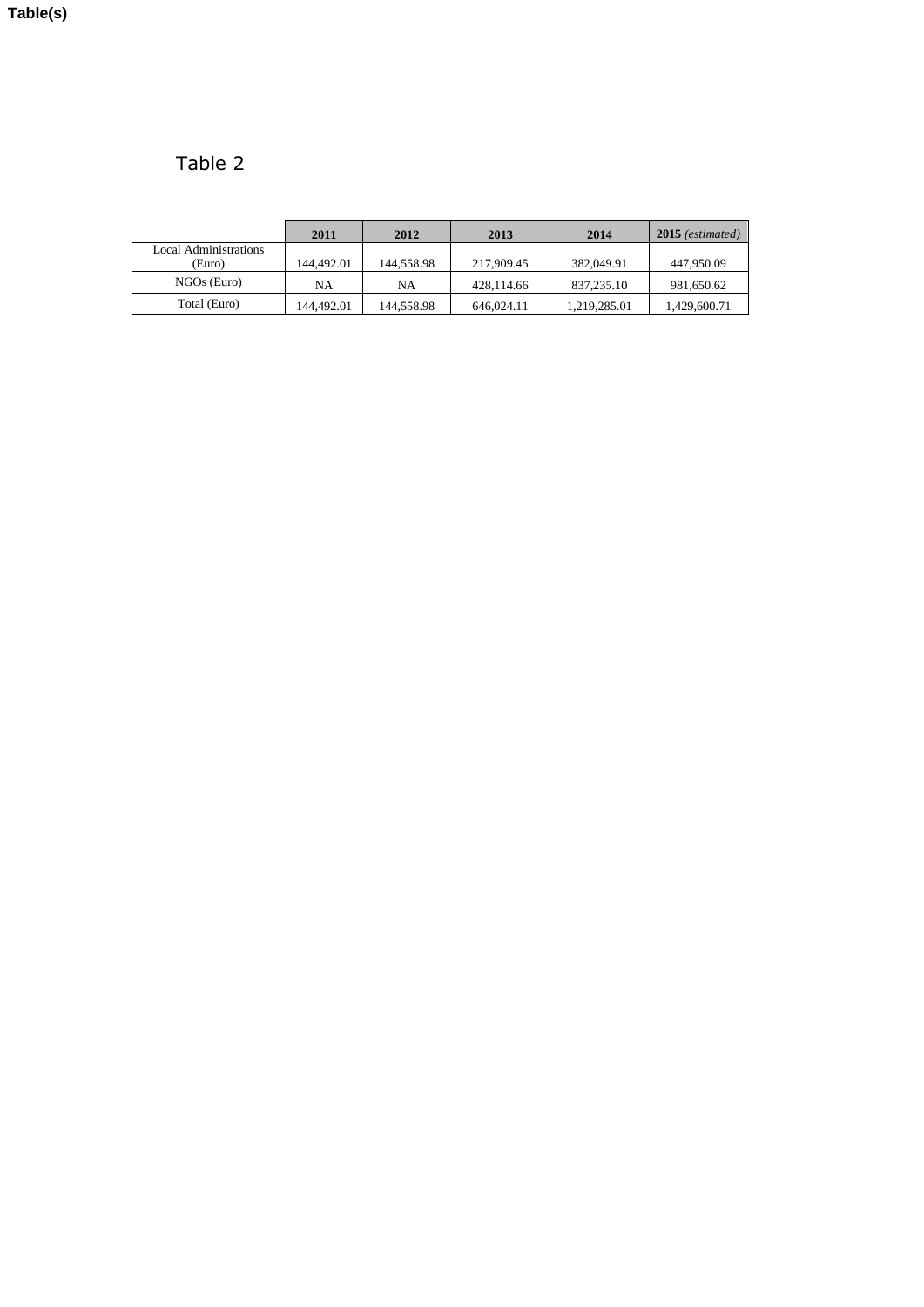Table(s)

Table 2

| | **2011** | **2012** | **2013** | **2014** | **2015** *(estimated)* |
|---|---|---|---|---|---|
| Local Administrations (Euro) | 144,492.01 | 144,558.98 | 217,909.45 | 382,049.91 | 447,950.09 |
| NGOs (Euro) | NA | NA | 428,114.66 | 837,235.10 | 981,650.62 |
| Total (Euro) | 144,492.01 | 144,558.98 | 646,024.11 | 1,219,285.01 | 1,429,600.71 |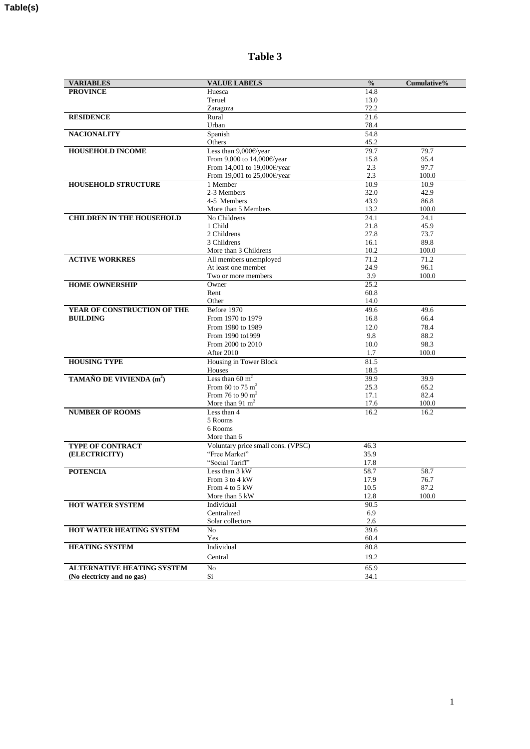**Table(s)**

# Table 3

| VARIABLES | VALUE LABELS | % | Cumulative% |
|---|---|---|---|
| **PROVINCE** | Huesca | 14.8 | |
| | Teruel | 13.0 | |
| | Zaragoza | 72.2 | |
| **RESIDENCE** | Rural | 21.6 | |
| | Urban | 78.4 | |
| **NACIONALITY** | Spanish | 54.8 | |
| | Others | 45.2 | |
| **HOUSEHOLD INCOME** | Less than 9,000€/year | 79.7 | 79.7 |
| | From 9,000 to 14,000€/year | 15.8 | 95.4 |
| | From 14,001 to 19,000€/year | 2.3 | 97.7 |
| | From 19,001 to 25,000€/year | 2.3 | 100.0 |
| **HOUSEHOLD STRUCTURE** | 1 Member | 10.9 | 10.9 |
| | 2-3 Members | 32.0 | 42.9 |
| | 4-5 Members | 43.9 | 86.8 |
| | More than 5 Members | 13.2 | 100.0 |
| **CHILDREN IN THE HOUSEHOLD** | No Childrens | 24.1 | 24.1 |
| | 1 Child | 21.8 | 45.9 |
| | 2 Childrens | 27.8 | 73.7 |
| | 3 Childrens | 16.1 | 89.8 |
| | More than 3 Childrens | 10.2 | 100.0 |
| **ACTIVE WORKRES** | All members unemployed | 71.2 | 71.2 |
| | At least one member | 24.9 | 96.1 |
| | Two or more members | 3.9 | 100.0 |
| **HOME OWNERSHIP** | Owner | 25.2 | |
| | Rent | 60.8 | |
| | Other | 14.0 | |
| **YEAR OF CONSTRUCTION OF THE BUILDING** | Before 1970 | 49.6 | 49.6 |
| | From 1970 to 1979 | 16.8 | 66.4 |
| | From 1980 to 1989 | 12.0 | 78.4 |
| | From 1990 to1999 | 9.8 | 88.2 |
| | From 2000 to 2010 | 10.0 | 98.3 |
| | After 2010 | 1.7 | 100.0 |
| **HOUSING TYPE** | Housing in Tower Block | 81.5 | |
| | Houses | 18.5 | |
| **TAMAÑO DE VIVIENDA ($m^2$)** | Less than 60 $m^2$ | 39.9 | 39.9 |
| | From 60 to 75 $m^2$ | 25.3 | 65.2 |
| | From 76 to 90 $m^2$ | 17.1 | 82.4 |
| | More than 91 $m^2$ | 17.6 | 100.0 |
| **NUMBER OF ROOMS** | Less than 4 | 16.2 | 16.2 |
| | 5 Rooms | | |
| | 6 Rooms | | |
| | More than 6 | | |
| **TYPE OF CONTRACT (ELECTRICITY)** | Voluntary price small cons. (VPSC) | 46.3 | |
| | "Free Market" | 35.9 | |
| | "Social Tariff" | 17.8 | |
| **POTENCIA** | Less than 3 kW | 58.7 | 58.7 |
| | From 3 to 4 kW | 17.9 | 76.7 |
| | From 4 to 5 kW | 10.5 | 87.2 |
| | More than 5 kW | 12.8 | 100.0 |
| **HOT WATER SYSTEM** | Individual | 90.5 | |
| | Centralized | 6.9 | |
| | Solar collectors | 2.6 | |
| **HOT WATER HEATING SYSTEM** | No | 39.6 | |
| | Yes | 60.4 | |
| **HEATING SYSTEM** | Individual | 80.8 | |
| | Central | 19.2 | |
| **ALTERNATIVE HEATING SYSTEM (No electricty and no gas)** | No | 65.9 | |
| | Si | 34.1 | |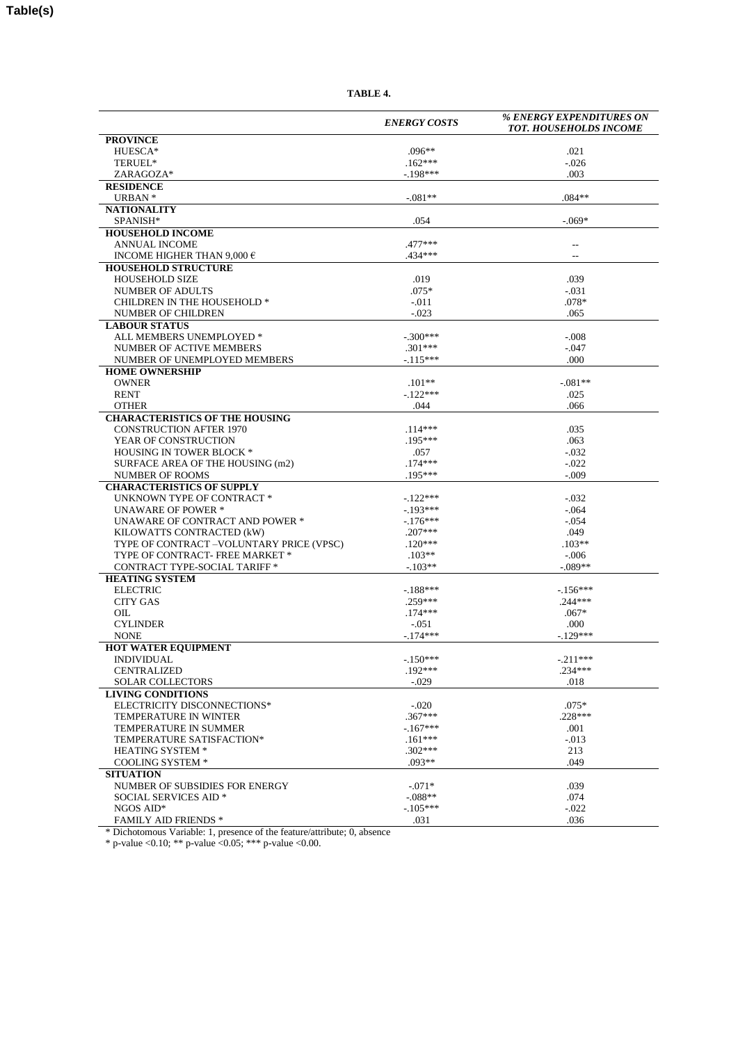Table(s)

**TABLE 4.**

| | *ENERGY COSTS* | *% ENERGY EXPENDITURES ON TOT. HOUSEHOLDS INCOME* |
|---|---|---|
| **PROVINCE** | | |
| HUESCA* | .096** | .021 |
| TERUEL* | .162*** | -.026 |
| ZARAGOZA* | -.198*** | .003 |
| **RESIDENCE** | | |
| URBAN * | -.081** | .084** |
| **NATIONALITY** | | |
| SPANISH* | .054 | -.069* |
| **HOUSEHOLD INCOME** | | |
| ANNUAL INCOME | .477*** | -- |
| INCOME HIGHER THAN 9,000 € | .434*** | -- |
| **HOUSEHOLD STRUCTURE** | | |
| HOUSEHOLD SIZE | .019 | .039 |
| NUMBER OF ADULTS | .075* | -.031 |
| CHILDREN IN THE HOUSEHOLD * | -.011 | .078* |
| NUMBER OF CHILDREN | -.023 | .065 |
| **LABOUR STATUS** | | |
| ALL MEMBERS UNEMPLOYED * | -.300*** | -.008 |
| NUMBER OF ACTIVE MEMBERS | .301*** | -.047 |
| NUMBER OF UNEMPLOYED MEMBERS | -.115*** | .000 |
| **HOME OWNERSHIP** | | |
| OWNER | .101** | -.081** |
| RENT | -.122*** | .025 |
| OTHER | .044 | .066 |
| **CHARACTERISTICS OF THE HOUSING** | | |
| CONSTRUCTION AFTER 1970 | .114*** | .035 |
| YEAR OF CONSTRUCTION | .195*** | .063 |
| HOUSING IN TOWER BLOCK * | .057 | -.032 |
| SURFACE AREA OF THE HOUSING (m2) | .174*** | -.022 |
| NUMBER OF ROOMS | .195*** | -.009 |
| **CHARACTERISTICS OF SUPPLY** | | |
| UNKNOWN TYPE OF CONTRACT * | -.122*** | -.032 |
| UNAWARE OF POWER * | -.193*** | -.064 |
| UNAWARE OF CONTRACT AND POWER * | -.176*** | -.054 |
| KILOWATTS CONTRACTED (kW) | .207*** | .049 |
| TYPE OF CONTRACT –VOLUNTARY PRICE (VPSC) | .120*** | .103** |
| TYPE OF CONTRACT- FREE MARKET * | .103** | -.006 |
| CONTRACT TYPE-SOCIAL TARIFF * | -.103** | -.089** |
| **HEATING SYSTEM** | | |
| ELECTRIC | -.188*** | -.156*** |
| CITY GAS | .259*** | .244*** |
| OIL | .174*** | .067* |
| CYLINDER | -.051 | .000 |
| NONE | -.174*** | -.129*** |
| **HOT WATER EQUIPMENT** | | |
| INDIVIDUAL | -.150*** | -.211*** |
| CENTRALIZED | .192*** | .234*** |
| SOLAR COLLECTORS | -.029 | .018 |
| **LIVING CONDITIONS** | | |
| ELECTRICITY DISCONNECTIONS* | -.020 | .075* |
| TEMPERATURE IN WINTER | .367*** | .228*** |
| TEMPERATURE IN SUMMER | -.167*** | .001 |
| TEMPERATURE SATISFACTION* | .161*** | -.013 |
| HEATING SYSTEM * | .302*** | 213 |
| COOLING SYSTEM * | .093** | .049 |
| **SITUATION** | | |
| NUMBER OF SUBSIDIES FOR ENERGY | -.071* | .039 |
| SOCIAL SERVICES AID * | -.088** | .074 |
| NGOS AID* | -.105*** | -.022 |
| FAMILY AID FRIENDS * | .031 | .036 |

* Dichotomous Variable: 1, presence of the feature/attribute; 0, absence

* p-value <0.10; ** p-value <0.05; *** p-value <0.00.